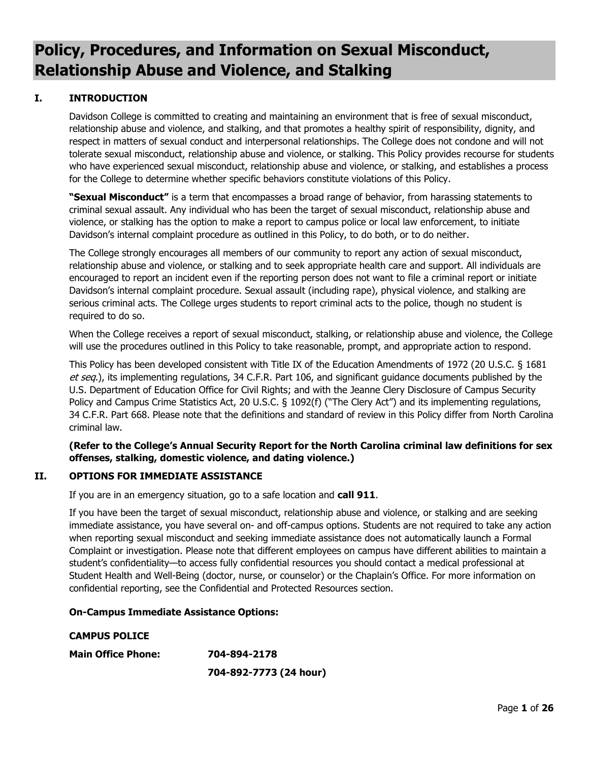# Policy, Procedures, and Information on Sexual Misconduct, Relationship Abuse and Violence, and Stalking

## I. INTRODUCTION

Davidson College is committed to creating and maintaining an environment that is free of sexual misconduct, relationship abuse and violence, and stalking, and that promotes a healthy spirit of responsibility, dignity, and respect in matters of sexual conduct and interpersonal relationships. The College does not condone and will not tolerate sexual misconduct, relationship abuse and violence, or stalking. This Policy provides recourse for students who have experienced sexual misconduct, relationship abuse and violence, or stalking, and establishes a process for the College to determine whether specific behaviors constitute violations of this Policy.

**"Sexual Misconduct"** is a term that encompasses a broad range of behavior, from harassing statements to criminal sexual assault. Any individual who has been the target of sexual misconduct, relationship abuse and violence, or stalking has the option to make a report to campus police or local law enforcement, to initiate Davidson's internal complaint procedure as outlined in this Policy, to do both, or to do neither.

The College strongly encourages all members of our community to report any action of sexual misconduct, relationship abuse and violence, or stalking and to seek appropriate health care and support. All individuals are encouraged to report an incident even if the reporting person does not want to file a criminal report or initiate Davidson's internal complaint procedure. Sexual assault (including rape), physical violence, and stalking are serious criminal acts. The College urges students to report criminal acts to the police, though no student is required to do so.

When the College receives a report of sexual misconduct, stalking, or relationship abuse and violence, the College will use the procedures outlined in this Policy to take reasonable, prompt, and appropriate action to respond.

This Policy has been developed consistent with Title IX of the Education Amendments of 1972 (20 U.S.C. § 1681 *et seq.*), its implementing regulations, 34 C.F.R. Part 106, and significant guidance documents published by the U.S. Department of Education Office for Civil Rights; and with the Jeanne Clery Disclosure of Campus Security Policy and Campus Crime Statistics Act, 20 U.S.C. § 1092(f) ("The Clery Act") and its implementing regulations, 34 C.F.R. Part 668. Please note that the definitions and standard of review in this Policy differ from North Carolina criminal law.

**(Refer to the College's Annual Security Report for the North Carolina criminal law definitions for sex offenses, stalking, domestic violence, and dating violence.)**

## II. OPTIONS FOR IMMEDIATE ASSISTANCE

If you are in an emergency situation, go to a safe location and **call 911**.

If you have been the target of sexual misconduct, relationship abuse and violence, or stalking and are seeking immediate assistance, you have several on- and off-campus options. Students are not required to take any action when reporting sexual misconduct and seeking immediate assistance does not automatically launch a Formal Complaint or investigation. Please note that different employees on campus have different abilities to maintain a student's confidentiality—to access fully confidential resources you should contact a medical professional at Student Health and Well-Being (doctor, nurse, or counselor) or the Chaplain's Office. For more information on confidential reporting, see the Confidential and Protected Resources section.

**On-Campus Immediate Assistance Options:**

**CAMPUS POLICE**

**Main Office Phone:** **704-894-2178**

**704-892-7773 (24 hour)**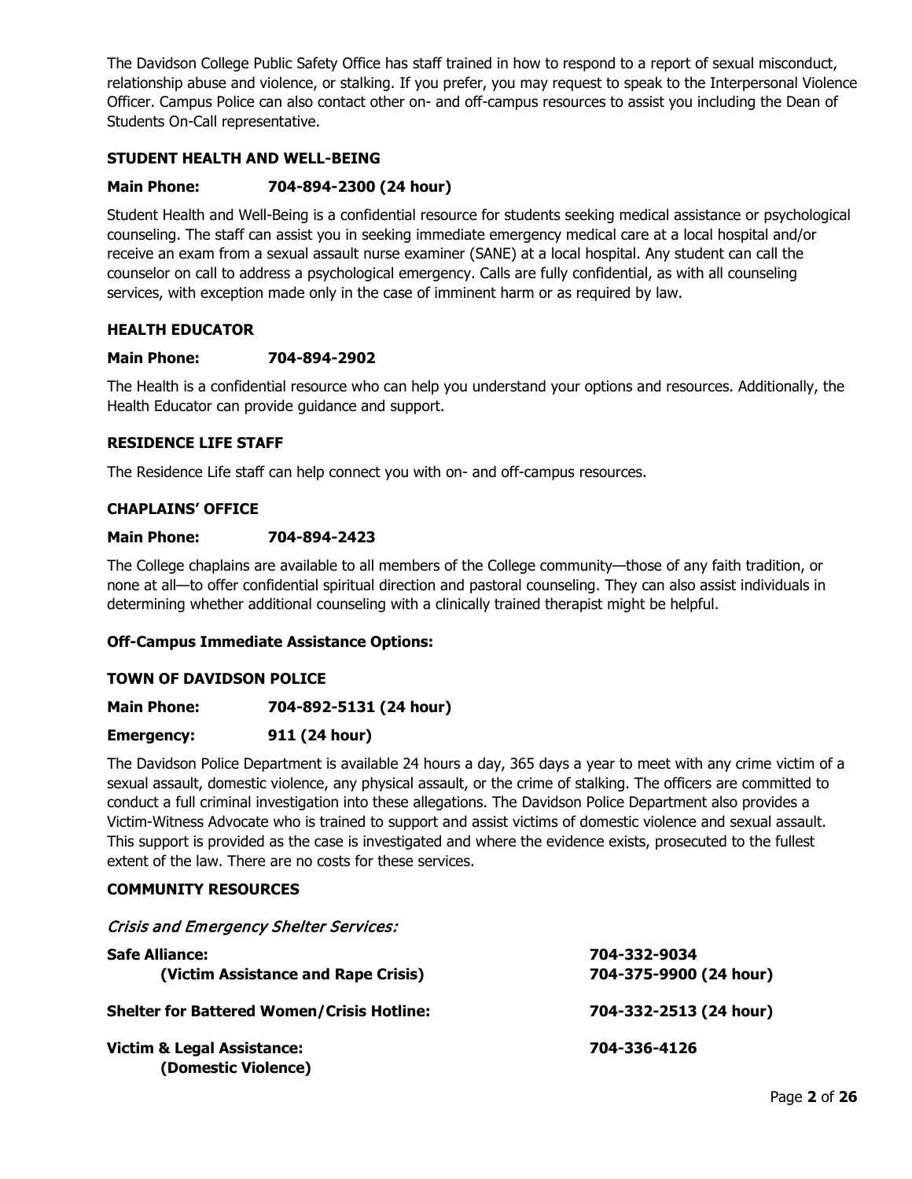The Davidson College Public Safety Office has staff trained in how to respond to a report of sexual misconduct, relationship abuse and violence, or stalking. If you prefer, you may request to speak to the Interpersonal Violence Officer. Campus Police can also contact other on- and off-campus resources to assist you including the Dean of Students On-Call representative.

### STUDENT HEALTH AND WELL-BEING

**Main Phone: 704-894-2300 (24 hour)**

Student Health and Well-Being is a confidential resource for students seeking medical assistance or psychological counseling. The staff can assist you in seeking immediate emergency medical care at a local hospital and/or receive an exam from a sexual assault nurse examiner (SANE) at a local hospital. Any student can call the counselor on call to address a psychological emergency. Calls are fully confidential, as with all counseling services, with exception made only in the case of imminent harm or as required by law.

### HEALTH EDUCATOR

**Main Phone: 704-894-2902**

The Health is a confidential resource who can help you understand your options and resources. Additionally, the Health Educator can provide guidance and support.

### RESIDENCE LIFE STAFF

The Residence Life staff can help connect you with on- and off-campus resources.

### CHAPLAINS' OFFICE

**Main Phone: 704-894-2423**

The College chaplains are available to all members of the College community—those of any faith tradition, or none at all—to offer confidential spiritual direction and pastoral counseling. They can also assist individuals in determining whether additional counseling with a clinically trained therapist might be helpful.

**Off-Campus Immediate Assistance Options:**

### TOWN OF DAVIDSON POLICE

**Main Phone: 704-892-5131 (24 hour)**

**Emergency: 911 (24 hour)**

The Davidson Police Department is available 24 hours a day, 365 days a year to meet with any crime victim of a sexual assault, domestic violence, any physical assault, or the crime of stalking. The officers are committed to conduct a full criminal investigation into these allegations. The Davidson Police Department also provides a Victim-Witness Advocate who is trained to support and assist victims of domestic violence and sexual assault. This support is provided as the case is investigated and where the evidence exists, prosecuted to the fullest extent of the law. There are no costs for these services.

### COMMUNITY RESOURCES

*Crisis and Emergency Shelter Services:*

| | |
|---|---|
| **Safe Alliance:** | **704-332-9034** |
| **(Victim Assistance and Rape Crisis)** | **704-375-9900 (24 hour)** |
| **Shelter for Battered Women/Crisis Hotline:** | **704-332-2513 (24 hour)** |
| **Victim & Legal Assistance: (Domestic Violence)** | **704-336-4126** |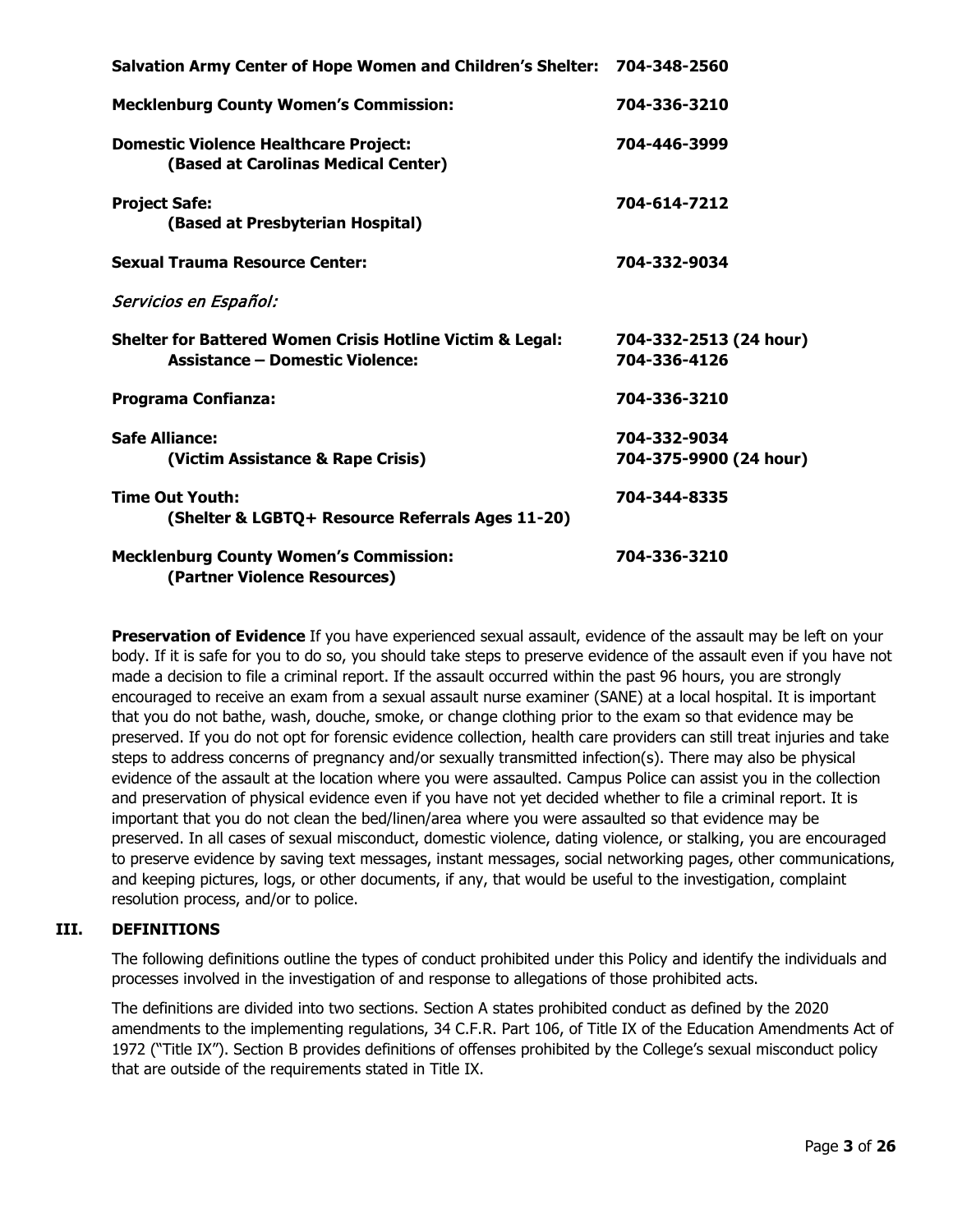**Salvation Army Center of Hope Women and Children's Shelter:** **704-348-2560**

**Mecklenburg County Women's Commission:** **704-336-3210**

**Domestic Violence Healthcare Project:**
**(Based at Carolinas Medical Center)** **704-446-3999**

**Project Safe:**
**(Based at Presbyterian Hospital)** **704-614-7212**

**Sexual Trauma Resource Center:** **704-332-9034**

*Servicios en Español:*

**Shelter for Battered Women Crisis Hotline Victim & Legal:**
**Assistance – Domestic Violence:** **704-332-2513 (24 hour)** **704-336-4126**

**Programa Confianza:** **704-336-3210**

**Safe Alliance:**
**(Victim Assistance & Rape Crisis)** **704-332-9034** **704-375-9900 (24 hour)**

**Time Out Youth:**
**(Shelter & LGBTQ+ Resource Referrals Ages 11-20)** **704-344-8335**

**Mecklenburg County Women's Commission:**
**(Partner Violence Resources)** **704-336-3210**

**Preservation of Evidence** If you have experienced sexual assault, evidence of the assault may be left on your body. If it is safe for you to do so, you should take steps to preserve evidence of the assault even if you have not made a decision to file a criminal report. If the assault occurred within the past 96 hours, you are strongly encouraged to receive an exam from a sexual assault nurse examiner (SANE) at a local hospital. It is important that you do not bathe, wash, douche, smoke, or change clothing prior to the exam so that evidence may be preserved. If you do not opt for forensic evidence collection, health care providers can still treat injuries and take steps to address concerns of pregnancy and/or sexually transmitted infection(s). There may also be physical evidence of the assault at the location where you were assaulted. Campus Police can assist you in the collection and preservation of physical evidence even if you have not yet decided whether to file a criminal report. It is important that you do not clean the bed/linen/area where you were assaulted so that evidence may be preserved. In all cases of sexual misconduct, domestic violence, dating violence, or stalking, you are encouraged to preserve evidence by saving text messages, instant messages, social networking pages, other communications, and keeping pictures, logs, or other documents, if any, that would be useful to the investigation, complaint resolution process, and/or to police.

## III. DEFINITIONS

The following definitions outline the types of conduct prohibited under this Policy and identify the individuals and processes involved in the investigation of and response to allegations of those prohibited acts.

The definitions are divided into two sections. Section A states prohibited conduct as defined by the 2020 amendments to the implementing regulations, 34 C.F.R. Part 106, of Title IX of the Education Amendments Act of 1972 ("Title IX"). Section B provides definitions of offenses prohibited by the College's sexual misconduct policy that are outside of the requirements stated in Title IX.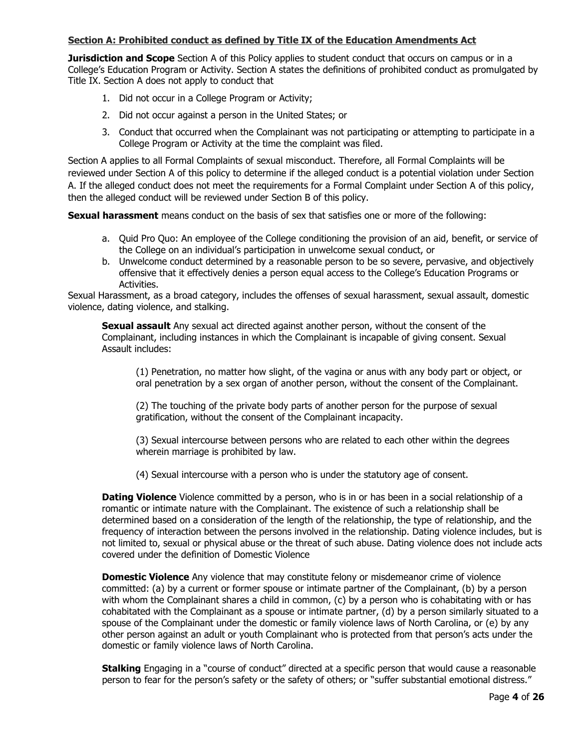## Section A: Prohibited conduct as defined by Title IX of the Education Amendments Act

**Jurisdiction and Scope** Section A of this Policy applies to student conduct that occurs on campus or in a College's Education Program or Activity. Section A states the definitions of prohibited conduct as promulgated by Title IX. Section A does not apply to conduct that

1. Did not occur in a College Program or Activity;
2. Did not occur against a person in the United States; or
3. Conduct that occurred when the Complainant was not participating or attempting to participate in a College Program or Activity at the time the complaint was filed.

Section A applies to all Formal Complaints of sexual misconduct. Therefore, all Formal Complaints will be reviewed under Section A of this policy to determine if the alleged conduct is a potential violation under Section A. If the alleged conduct does not meet the requirements for a Formal Complaint under Section A of this policy, then the alleged conduct will be reviewed under Section B of this policy.

**Sexual harassment** means conduct on the basis of sex that satisfies one or more of the following:

a. Quid Pro Quo: An employee of the College conditioning the provision of an aid, benefit, or service of the College on an individual's participation in unwelcome sexual conduct, or
b. Unwelcome conduct determined by a reasonable person to be so severe, pervasive, and objectively offensive that it effectively denies a person equal access to the College's Education Programs or Activities.

Sexual Harassment, as a broad category, includes the offenses of sexual harassment, sexual assault, domestic violence, dating violence, and stalking.

**Sexual assault** Any sexual act directed against another person, without the consent of the Complainant, including instances in which the Complainant is incapable of giving consent. Sexual Assault includes:

(1) Penetration, no matter how slight, of the vagina or anus with any body part or object, or oral penetration by a sex organ of another person, without the consent of the Complainant.

(2) The touching of the private body parts of another person for the purpose of sexual gratification, without the consent of the Complainant incapacity.

(3) Sexual intercourse between persons who are related to each other within the degrees wherein marriage is prohibited by law.

(4) Sexual intercourse with a person who is under the statutory age of consent.

**Dating Violence** Violence committed by a person, who is in or has been in a social relationship of a romantic or intimate nature with the Complainant. The existence of such a relationship shall be determined based on a consideration of the length of the relationship, the type of relationship, and the frequency of interaction between the persons involved in the relationship. Dating violence includes, but is not limited to, sexual or physical abuse or the threat of such abuse. Dating violence does not include acts covered under the definition of Domestic Violence

**Domestic Violence** Any violence that may constitute felony or misdemeanor crime of violence committed: (a) by a current or former spouse or intimate partner of the Complainant, (b) by a person with whom the Complainant shares a child in common, (c) by a person who is cohabitating with or has cohabitated with the Complainant as a spouse or intimate partner, (d) by a person similarly situated to a spouse of the Complainant under the domestic or family violence laws of North Carolina, or (e) by any other person against an adult or youth Complainant who is protected from that person's acts under the domestic or family violence laws of North Carolina.

**Stalking** Engaging in a "course of conduct" directed at a specific person that would cause a reasonable person to fear for the person's safety or the safety of others; or "suffer substantial emotional distress."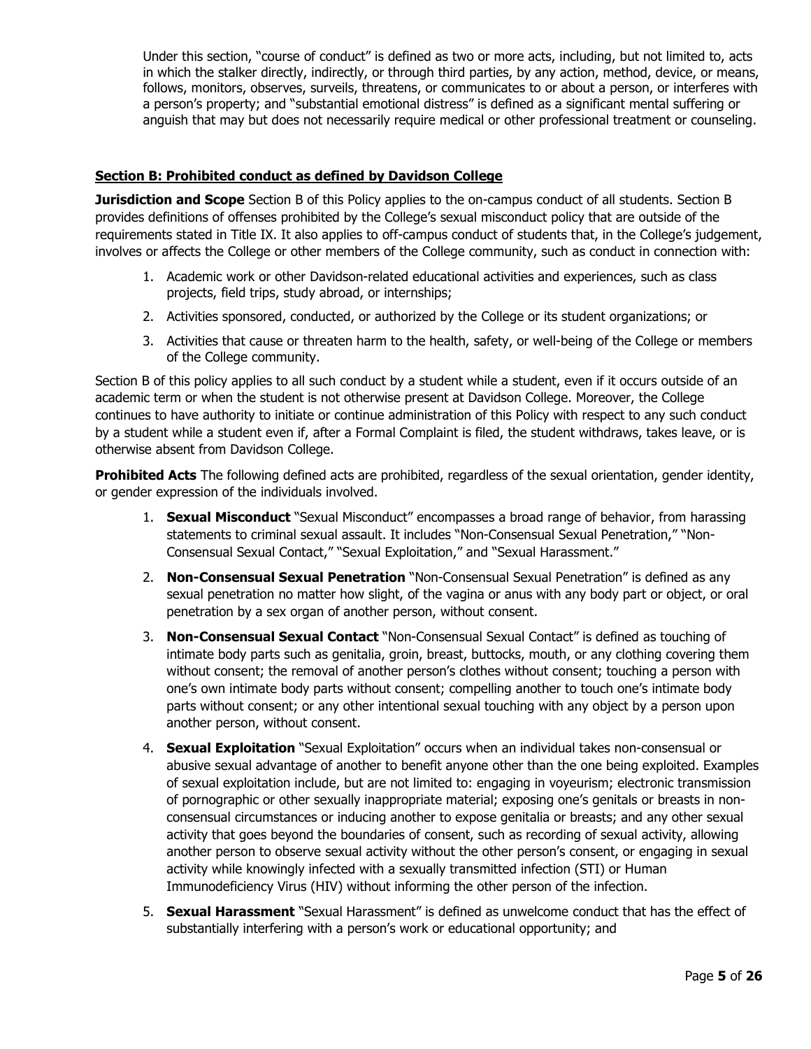Under this section, "course of conduct" is defined as two or more acts, including, but not limited to, acts in which the stalker directly, indirectly, or through third parties, by any action, method, device, or means, follows, monitors, observes, surveils, threatens, or communicates to or about a person, or interferes with a person's property; and "substantial emotional distress" is defined as a significant mental suffering or anguish that may but does not necessarily require medical or other professional treatment or counseling.

## Section B: Prohibited conduct as defined by Davidson College

**Jurisdiction and Scope** Section B of this Policy applies to the on-campus conduct of all students. Section B provides definitions of offenses prohibited by the College's sexual misconduct policy that are outside of the requirements stated in Title IX. It also applies to off-campus conduct of students that, in the College's judgement, involves or affects the College or other members of the College community, such as conduct in connection with:

1. Academic work or other Davidson-related educational activities and experiences, such as class projects, field trips, study abroad, or internships;
2. Activities sponsored, conducted, or authorized by the College or its student organizations; or
3. Activities that cause or threaten harm to the health, safety, or well-being of the College or members of the College community.

Section B of this policy applies to all such conduct by a student while a student, even if it occurs outside of an academic term or when the student is not otherwise present at Davidson College. Moreover, the College continues to have authority to initiate or continue administration of this Policy with respect to any such conduct by a student while a student even if, after a Formal Complaint is filed, the student withdraws, takes leave, or is otherwise absent from Davidson College.

**Prohibited Acts** The following defined acts are prohibited, regardless of the sexual orientation, gender identity, or gender expression of the individuals involved.

1. **Sexual Misconduct** "Sexual Misconduct" encompasses a broad range of behavior, from harassing statements to criminal sexual assault. It includes "Non-Consensual Sexual Penetration," "Non-Consensual Sexual Contact," "Sexual Exploitation," and "Sexual Harassment."
2. **Non-Consensual Sexual Penetration** "Non-Consensual Sexual Penetration" is defined as any sexual penetration no matter how slight, of the vagina or anus with any body part or object, or oral penetration by a sex organ of another person, without consent.
3. **Non-Consensual Sexual Contact** "Non-Consensual Sexual Contact" is defined as touching of intimate body parts such as genitalia, groin, breast, buttocks, mouth, or any clothing covering them without consent; the removal of another person's clothes without consent; touching a person with one's own intimate body parts without consent; compelling another to touch one's intimate body parts without consent; or any other intentional sexual touching with any object by a person upon another person, without consent.
4. **Sexual Exploitation** "Sexual Exploitation" occurs when an individual takes non-consensual or abusive sexual advantage of another to benefit anyone other than the one being exploited. Examples of sexual exploitation include, but are not limited to: engaging in voyeurism; electronic transmission of pornographic or other sexually inappropriate material; exposing one's genitals or breasts in non-consensual circumstances or inducing another to expose genitalia or breasts; and any other sexual activity that goes beyond the boundaries of consent, such as recording of sexual activity, allowing another person to observe sexual activity without the other person's consent, or engaging in sexual activity while knowingly infected with a sexually transmitted infection (STI) or Human Immunodeficiency Virus (HIV) without informing the other person of the infection.
5. **Sexual Harassment** "Sexual Harassment" is defined as unwelcome conduct that has the effect of substantially interfering with a person's work or educational opportunity; and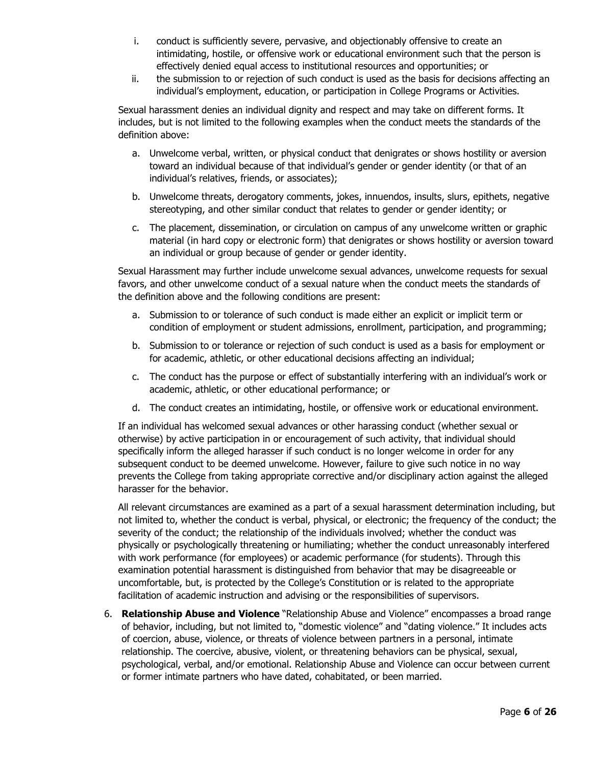i. conduct is sufficiently severe, pervasive, and objectionably offensive to create an intimidating, hostile, or offensive work or educational environment such that the person is effectively denied equal access to institutional resources and opportunities; or
ii. the submission to or rejection of such conduct is used as the basis for decisions affecting an individual's employment, education, or participation in College Programs or Activities.

Sexual harassment denies an individual dignity and respect and may take on different forms. It includes, but is not limited to the following examples when the conduct meets the standards of the definition above:

a. Unwelcome verbal, written, or physical conduct that denigrates or shows hostility or aversion toward an individual because of that individual's gender or gender identity (or that of an individual's relatives, friends, or associates);

b. Unwelcome threats, derogatory comments, jokes, innuendos, insults, slurs, epithets, negative stereotyping, and other similar conduct that relates to gender or gender identity; or

c. The placement, dissemination, or circulation on campus of any unwelcome written or graphic material (in hard copy or electronic form) that denigrates or shows hostility or aversion toward an individual or group because of gender or gender identity.

Sexual Harassment may further include unwelcome sexual advances, unwelcome requests for sexual favors, and other unwelcome conduct of a sexual nature when the conduct meets the standards of the definition above and the following conditions are present:

a. Submission to or tolerance of such conduct is made either an explicit or implicit term or condition of employment or student admissions, enrollment, participation, and programming;

b. Submission to or tolerance or rejection of such conduct is used as a basis for employment or for academic, athletic, or other educational decisions affecting an individual;

c. The conduct has the purpose or effect of substantially interfering with an individual's work or academic, athletic, or other educational performance; or

d. The conduct creates an intimidating, hostile, or offensive work or educational environment.

If an individual has welcomed sexual advances or other harassing conduct (whether sexual or otherwise) by active participation in or encouragement of such activity, that individual should specifically inform the alleged harasser if such conduct is no longer welcome in order for any subsequent conduct to be deemed unwelcome. However, failure to give such notice in no way prevents the College from taking appropriate corrective and/or disciplinary action against the alleged harasser for the behavior.

All relevant circumstances are examined as a part of a sexual harassment determination including, but not limited to, whether the conduct is verbal, physical, or electronic; the frequency of the conduct; the severity of the conduct; the relationship of the individuals involved; whether the conduct was physically or psychologically threatening or humiliating; whether the conduct unreasonably interfered with work performance (for employees) or academic performance (for students). Through this examination potential harassment is distinguished from behavior that may be disagreeable or uncomfortable, but, is protected by the College's Constitution or is related to the appropriate facilitation of academic instruction and advising or the responsibilities of supervisors.

6. **Relationship Abuse and Violence** "Relationship Abuse and Violence" encompasses a broad range of behavior, including, but not limited to, "domestic violence" and "dating violence." It includes acts of coercion, abuse, violence, or threats of violence between partners in a personal, intimate relationship. The coercive, abusive, violent, or threatening behaviors can be physical, sexual, psychological, verbal, and/or emotional. Relationship Abuse and Violence can occur between current or former intimate partners who have dated, cohabitated, or been married.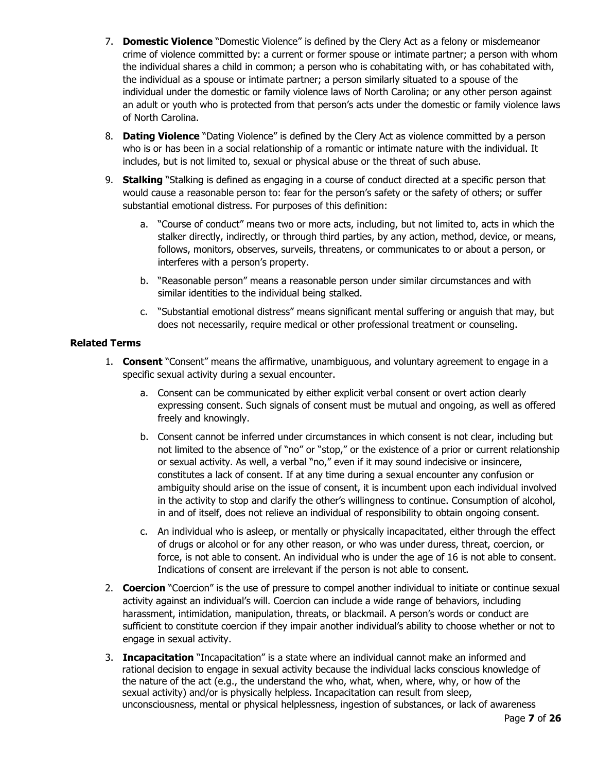7. **Domestic Violence** "Domestic Violence" is defined by the Clery Act as a felony or misdemeanor crime of violence committed by: a current or former spouse or intimate partner; a person with whom the individual shares a child in common; a person who is cohabitating with, or has cohabitated with, the individual as a spouse or intimate partner; a person similarly situated to a spouse of the individual under the domestic or family violence laws of North Carolina; or any other person against an adult or youth who is protected from that person's acts under the domestic or family violence laws of North Carolina.

8. **Dating Violence** "Dating Violence" is defined by the Clery Act as violence committed by a person who is or has been in a social relationship of a romantic or intimate nature with the individual. It includes, but is not limited to, sexual or physical abuse or the threat of such abuse.

9. **Stalking** "Stalking is defined as engaging in a course of conduct directed at a specific person that would cause a reasonable person to: fear for the person's safety or the safety of others; or suffer substantial emotional distress. For purposes of this definition:

   a. "Course of conduct" means two or more acts, including, but not limited to, acts in which the stalker directly, indirectly, or through third parties, by any action, method, device, or means, follows, monitors, observes, surveils, threatens, or communicates to or about a person, or interferes with a person's property.

   b. "Reasonable person" means a reasonable person under similar circumstances and with similar identities to the individual being stalked.

   c. "Substantial emotional distress" means significant mental suffering or anguish that may, but does not necessarily, require medical or other professional treatment or counseling.

**Related Terms**

1. **Consent** "Consent" means the affirmative, unambiguous, and voluntary agreement to engage in a specific sexual activity during a sexual encounter.

   a. Consent can be communicated by either explicit verbal consent or overt action clearly expressing consent. Such signals of consent must be mutual and ongoing, as well as offered freely and knowingly.

   b. Consent cannot be inferred under circumstances in which consent is not clear, including but not limited to the absence of "no" or "stop," or the existence of a prior or current relationship or sexual activity. As well, a verbal "no," even if it may sound indecisive or insincere, constitutes a lack of consent. If at any time during a sexual encounter any confusion or ambiguity should arise on the issue of consent, it is incumbent upon each individual involved in the activity to stop and clarify the other's willingness to continue. Consumption of alcohol, in and of itself, does not relieve an individual of responsibility to obtain ongoing consent.

   c. An individual who is asleep, or mentally or physically incapacitated, either through the effect of drugs or alcohol or for any other reason, or who was under duress, threat, coercion, or force, is not able to consent. An individual who is under the age of 16 is not able to consent. Indications of consent are irrelevant if the person is not able to consent.

2. **Coercion** "Coercion" is the use of pressure to compel another individual to initiate or continue sexual activity against an individual's will. Coercion can include a wide range of behaviors, including harassment, intimidation, manipulation, threats, or blackmail. A person's words or conduct are sufficient to constitute coercion if they impair another individual's ability to choose whether or not to engage in sexual activity.

3. **Incapacitation** "Incapacitation" is a state where an individual cannot make an informed and rational decision to engage in sexual activity because the individual lacks conscious knowledge of the nature of the act (e.g., the understand the who, what, when, where, why, or how of the sexual activity) and/or is physically helpless. Incapacitation can result from sleep, unconsciousness, mental or physical helplessness, ingestion of substances, or lack of awareness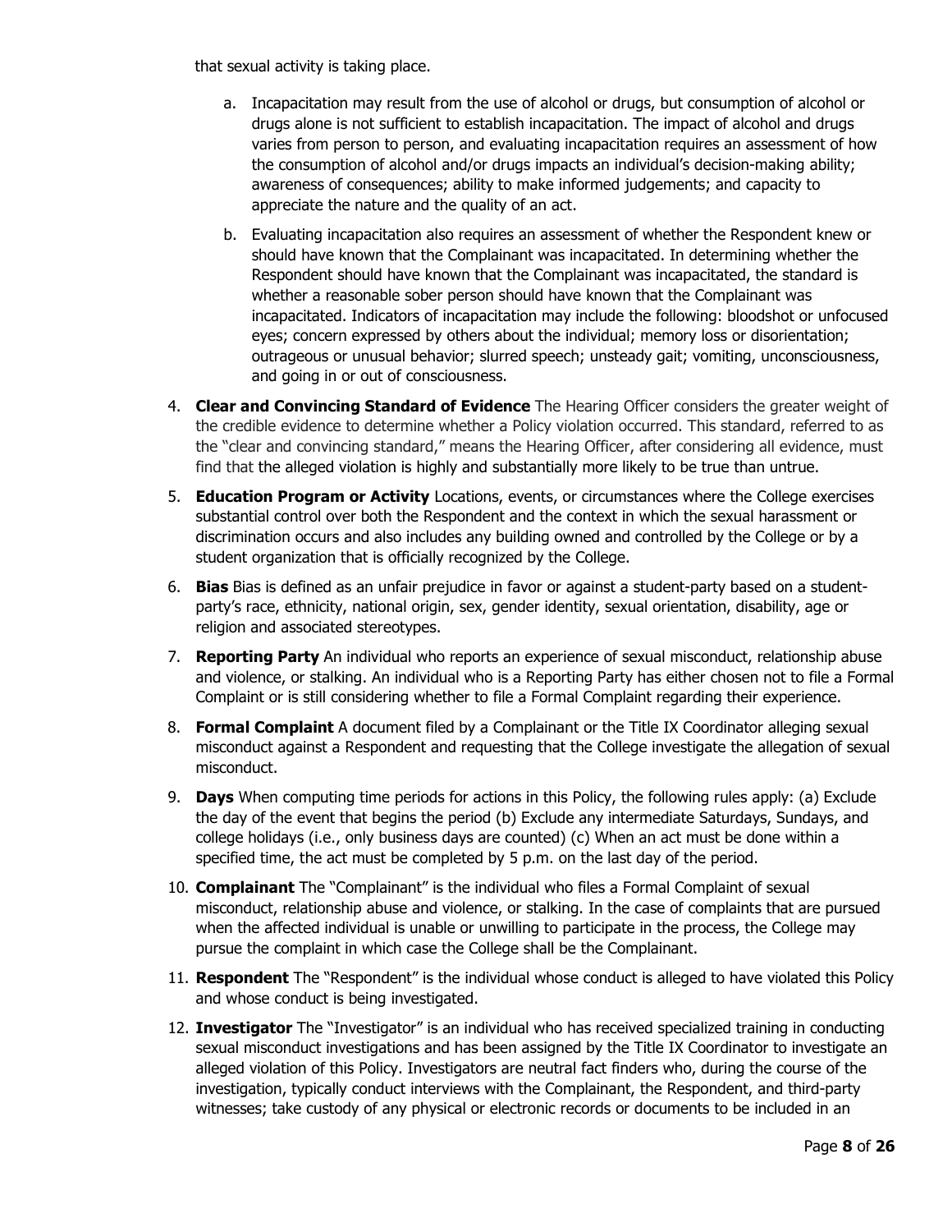that sexual activity is taking place.

   a. Incapacitation may result from the use of alcohol or drugs, but consumption of alcohol or drugs alone is not sufficient to establish incapacitation. The impact of alcohol and drugs varies from person to person, and evaluating incapacitation requires an assessment of how the consumption of alcohol and/or drugs impacts an individual's decision-making ability; awareness of consequences; ability to make informed judgements; and capacity to appreciate the nature and the quality of an act.

   b. Evaluating incapacitation also requires an assessment of whether the Respondent knew or should have known that the Complainant was incapacitated. In determining whether the Respondent should have known that the Complainant was incapacitated, the standard is whether a reasonable sober person should have known that the Complainant was incapacitated. Indicators of incapacitation may include the following: bloodshot or unfocused eyes; concern expressed by others about the individual; memory loss or disorientation; outrageous or unusual behavior; slurred speech; unsteady gait; vomiting, unconsciousness, and going in or out of consciousness.

4. **Clear and Convincing Standard of Evidence** The Hearing Officer considers the greater weight of the credible evidence to determine whether a Policy violation occurred. This standard, referred to as the "clear and convincing standard," means the Hearing Officer, after considering all evidence, must find that the alleged violation is highly and substantially more likely to be true than untrue.

5. **Education Program or Activity** Locations, events, or circumstances where the College exercises substantial control over both the Respondent and the context in which the sexual harassment or discrimination occurs and also includes any building owned and controlled by the College or by a student organization that is officially recognized by the College.

6. **Bias** Bias is defined as an unfair prejudice in favor or against a student-party based on a student-party's race, ethnicity, national origin, sex, gender identity, sexual orientation, disability, age or religion and associated stereotypes.

7. **Reporting Party** An individual who reports an experience of sexual misconduct, relationship abuse and violence, or stalking. An individual who is a Reporting Party has either chosen not to file a Formal Complaint or is still considering whether to file a Formal Complaint regarding their experience.

8. **Formal Complaint** A document filed by a Complainant or the Title IX Coordinator alleging sexual misconduct against a Respondent and requesting that the College investigate the allegation of sexual misconduct.

9. **Days** When computing time periods for actions in this Policy, the following rules apply: (a) Exclude the day of the event that begins the period (b) Exclude any intermediate Saturdays, Sundays, and college holidays (i.e., only business days are counted) (c) When an act must be done within a specified time, the act must be completed by 5 p.m. on the last day of the period.

10. **Complainant** The "Complainant" is the individual who files a Formal Complaint of sexual misconduct, relationship abuse and violence, or stalking. In the case of complaints that are pursued when the affected individual is unable or unwilling to participate in the process, the College may pursue the complaint in which case the College shall be the Complainant.

11. **Respondent** The "Respondent" is the individual whose conduct is alleged to have violated this Policy and whose conduct is being investigated.

12. **Investigator** The "Investigator" is an individual who has received specialized training in conducting sexual misconduct investigations and has been assigned by the Title IX Coordinator to investigate an alleged violation of this Policy. Investigators are neutral fact finders who, during the course of the investigation, typically conduct interviews with the Complainant, the Respondent, and third-party witnesses; take custody of any physical or electronic records or documents to be included in an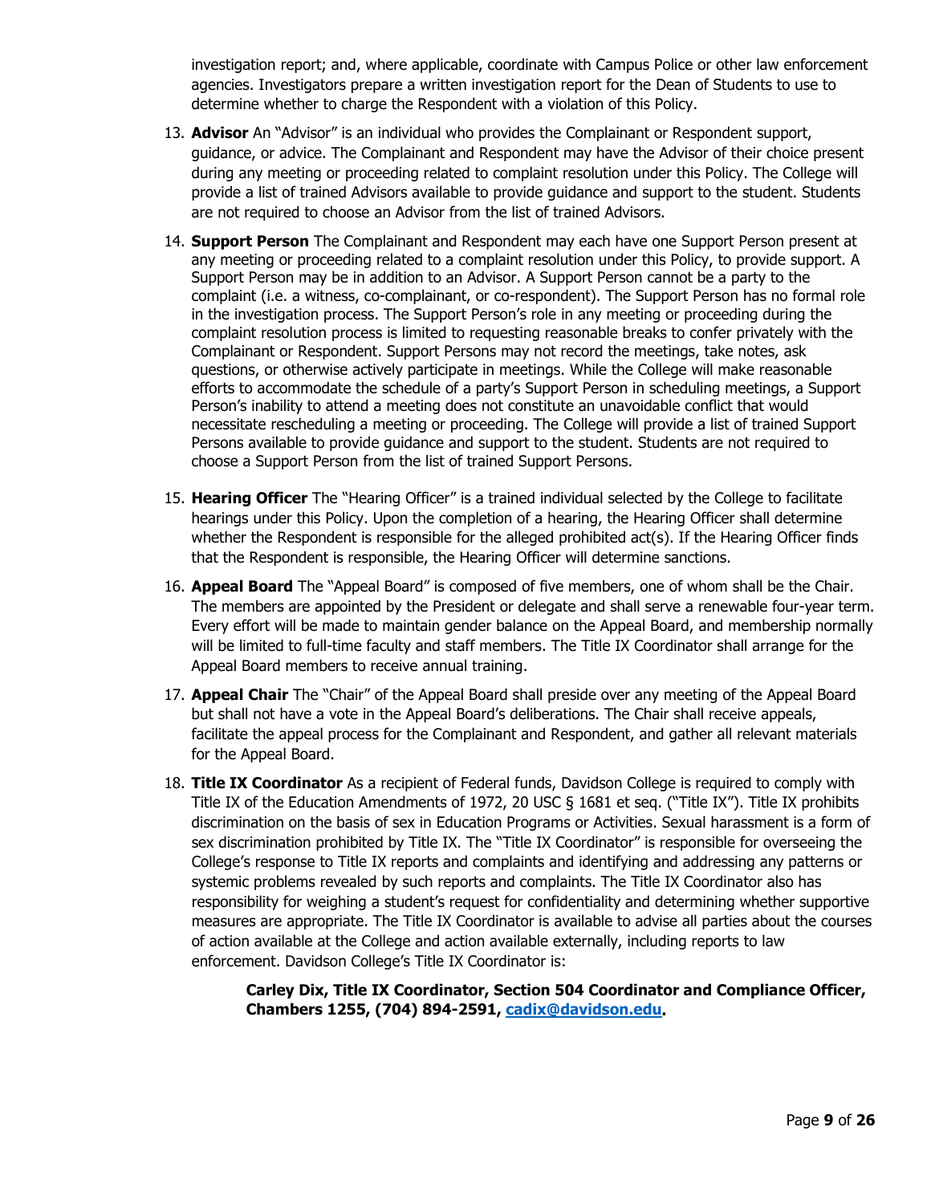investigation report; and, where applicable, coordinate with Campus Police or other law enforcement agencies. Investigators prepare a written investigation report for the Dean of Students to use to determine whether to charge the Respondent with a violation of this Policy.

13. **Advisor** An "Advisor" is an individual who provides the Complainant or Respondent support, guidance, or advice. The Complainant and Respondent may have the Advisor of their choice present during any meeting or proceeding related to complaint resolution under this Policy. The College will provide a list of trained Advisors available to provide guidance and support to the student. Students are not required to choose an Advisor from the list of trained Advisors.

14. **Support Person** The Complainant and Respondent may each have one Support Person present at any meeting or proceeding related to a complaint resolution under this Policy, to provide support. A Support Person may be in addition to an Advisor. A Support Person cannot be a party to the complaint (i.e. a witness, co-complainant, or co-respondent). The Support Person has no formal role in the investigation process. The Support Person's role in any meeting or proceeding during the complaint resolution process is limited to requesting reasonable breaks to confer privately with the Complainant or Respondent. Support Persons may not record the meetings, take notes, ask questions, or otherwise actively participate in meetings. While the College will make reasonable efforts to accommodate the schedule of a party's Support Person in scheduling meetings, a Support Person's inability to attend a meeting does not constitute an unavoidable conflict that would necessitate rescheduling a meeting or proceeding. The College will provide a list of trained Support Persons available to provide guidance and support to the student. Students are not required to choose a Support Person from the list of trained Support Persons.

15. **Hearing Officer** The "Hearing Officer" is a trained individual selected by the College to facilitate hearings under this Policy. Upon the completion of a hearing, the Hearing Officer shall determine whether the Respondent is responsible for the alleged prohibited act(s). If the Hearing Officer finds that the Respondent is responsible, the Hearing Officer will determine sanctions.

16. **Appeal Board** The "Appeal Board" is composed of five members, one of whom shall be the Chair. The members are appointed by the President or delegate and shall serve a renewable four-year term. Every effort will be made to maintain gender balance on the Appeal Board, and membership normally will be limited to full-time faculty and staff members. The Title IX Coordinator shall arrange for the Appeal Board members to receive annual training.

17. **Appeal Chair** The "Chair" of the Appeal Board shall preside over any meeting of the Appeal Board but shall not have a vote in the Appeal Board's deliberations. The Chair shall receive appeals, facilitate the appeal process for the Complainant and Respondent, and gather all relevant materials for the Appeal Board.

18. **Title IX Coordinator** As a recipient of Federal funds, Davidson College is required to comply with Title IX of the Education Amendments of 1972, 20 USC § 1681 et seq. ("Title IX"). Title IX prohibits discrimination on the basis of sex in Education Programs or Activities. Sexual harassment is a form of sex discrimination prohibited by Title IX. The "Title IX Coordinator" is responsible for overseeing the College's response to Title IX reports and complaints and identifying and addressing any patterns or systemic problems revealed by such reports and complaints. The Title IX Coordinator also has responsibility for weighing a student's request for confidentiality and determining whether supportive measures are appropriate. The Title IX Coordinator is available to advise all parties about the courses of action available at the College and action available externally, including reports to law enforcement. Davidson College's Title IX Coordinator is:

    **Carley Dix, Title IX Coordinator, Section 504 Coordinator and Compliance Officer, Chambers 1255, (704) 894-2591, [cadix@davidson.edu](mailto:cadix@davidson.edu).**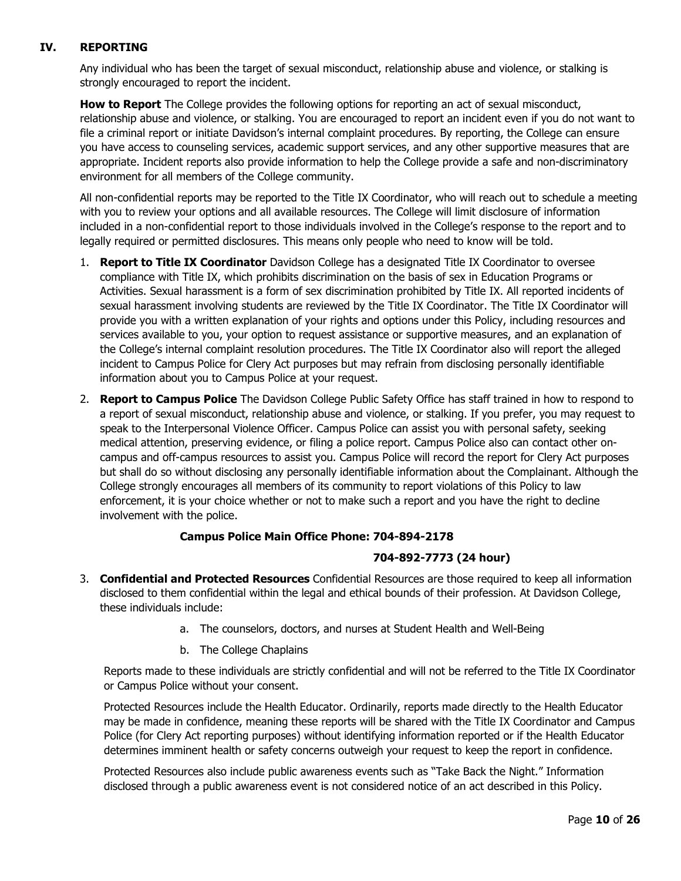## IV. REPORTING

Any individual who has been the target of sexual misconduct, relationship abuse and violence, or stalking is strongly encouraged to report the incident.

**How to Report** The College provides the following options for reporting an act of sexual misconduct, relationship abuse and violence, or stalking. You are encouraged to report an incident even if you do not want to file a criminal report or initiate Davidson's internal complaint procedures. By reporting, the College can ensure you have access to counseling services, academic support services, and any other supportive measures that are appropriate. Incident reports also provide information to help the College provide a safe and non-discriminatory environment for all members of the College community.

All non-confidential reports may be reported to the Title IX Coordinator, who will reach out to schedule a meeting with you to review your options and all available resources. The College will limit disclosure of information included in a non-confidential report to those individuals involved in the College's response to the report and to legally required or permitted disclosures. This means only people who need to know will be told.

1. **Report to Title IX Coordinator** Davidson College has a designated Title IX Coordinator to oversee compliance with Title IX, which prohibits discrimination on the basis of sex in Education Programs or Activities. Sexual harassment is a form of sex discrimination prohibited by Title IX. All reported incidents of sexual harassment involving students are reviewed by the Title IX Coordinator. The Title IX Coordinator will provide you with a written explanation of your rights and options under this Policy, including resources and services available to you, your option to request assistance or supportive measures, and an explanation of the College's internal complaint resolution procedures. The Title IX Coordinator also will report the alleged incident to Campus Police for Clery Act purposes but may refrain from disclosing personally identifiable information about you to Campus Police at your request.

2. **Report to Campus Police** The Davidson College Public Safety Office has staff trained in how to respond to a report of sexual misconduct, relationship abuse and violence, or stalking. If you prefer, you may request to speak to the Interpersonal Violence Officer. Campus Police can assist you with personal safety, seeking medical attention, preserving evidence, or filing a police report. Campus Police also can contact other on-campus and off-campus resources to assist you. Campus Police will record the report for Clery Act purposes but shall do so without disclosing any personally identifiable information about the Complainant. Although the College strongly encourages all members of its community to report violations of this Policy to law enforcement, it is your choice whether or not to make such a report and you have the right to decline involvement with the police.

   **Campus Police Main Office Phone: 704-894-2178**

   **704-892-7773 (24 hour)**

3. **Confidential and Protected Resources** Confidential Resources are those required to keep all information disclosed to them confidential within the legal and ethical bounds of their profession. At Davidson College, these individuals include:

   a. The counselors, doctors, and nurses at Student Health and Well-Being

   b. The College Chaplains

   Reports made to these individuals are strictly confidential and will not be referred to the Title IX Coordinator or Campus Police without your consent.

   Protected Resources include the Health Educator. Ordinarily, reports made directly to the Health Educator may be made in confidence, meaning these reports will be shared with the Title IX Coordinator and Campus Police (for Clery Act reporting purposes) without identifying information reported or if the Health Educator determines imminent health or safety concerns outweigh your request to keep the report in confidence.

   Protected Resources also include public awareness events such as "Take Back the Night." Information disclosed through a public awareness event is not considered notice of an act described in this Policy.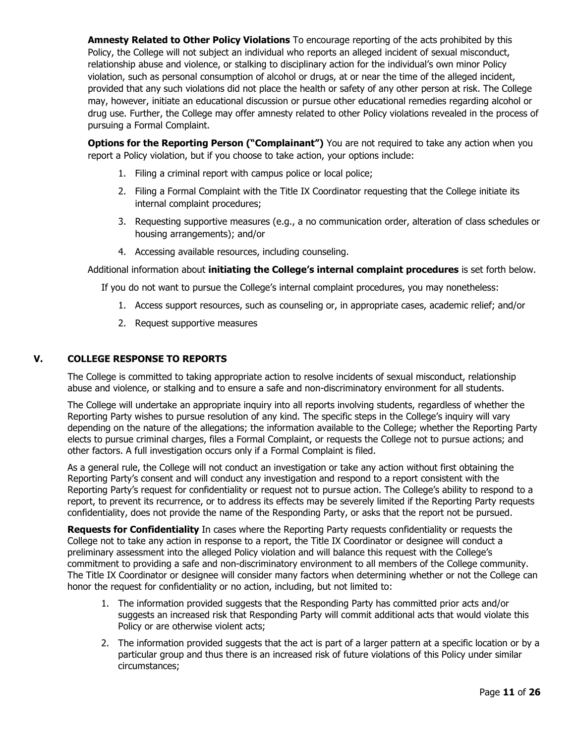**Amnesty Related to Other Policy Violations** To encourage reporting of the acts prohibited by this Policy, the College will not subject an individual who reports an alleged incident of sexual misconduct, relationship abuse and violence, or stalking to disciplinary action for the individual's own minor Policy violation, such as personal consumption of alcohol or drugs, at or near the time of the alleged incident, provided that any such violations did not place the health or safety of any other person at risk. The College may, however, initiate an educational discussion or pursue other educational remedies regarding alcohol or drug use. Further, the College may offer amnesty related to other Policy violations revealed in the process of pursuing a Formal Complaint.

**Options for the Reporting Person ("Complainant")** You are not required to take any action when you report a Policy violation, but if you choose to take action, your options include:

1. Filing a criminal report with campus police or local police;
2. Filing a Formal Complaint with the Title IX Coordinator requesting that the College initiate its internal complaint procedures;
3. Requesting supportive measures (e.g., a no communication order, alteration of class schedules or housing arrangements); and/or
4. Accessing available resources, including counseling.

Additional information about **initiating the College's internal complaint procedures** is set forth below.

If you do not want to pursue the College's internal complaint procedures, you may nonetheless:

1. Access support resources, such as counseling or, in appropriate cases, academic relief; and/or
2. Request supportive measures

## V. COLLEGE RESPONSE TO REPORTS

The College is committed to taking appropriate action to resolve incidents of sexual misconduct, relationship abuse and violence, or stalking and to ensure a safe and non-discriminatory environment for all students.

The College will undertake an appropriate inquiry into all reports involving students, regardless of whether the Reporting Party wishes to pursue resolution of any kind. The specific steps in the College's inquiry will vary depending on the nature of the allegations; the information available to the College; whether the Reporting Party elects to pursue criminal charges, files a Formal Complaint, or requests the College not to pursue actions; and other factors. A full investigation occurs only if a Formal Complaint is filed.

As a general rule, the College will not conduct an investigation or take any action without first obtaining the Reporting Party's consent and will conduct any investigation and respond to a report consistent with the Reporting Party's request for confidentiality or request not to pursue action. The College's ability to respond to a report, to prevent its recurrence, or to address its effects may be severely limited if the Reporting Party requests confidentiality, does not provide the name of the Responding Party, or asks that the report not be pursued.

**Requests for Confidentiality** In cases where the Reporting Party requests confidentiality or requests the College not to take any action in response to a report, the Title IX Coordinator or designee will conduct a preliminary assessment into the alleged Policy violation and will balance this request with the College's commitment to providing a safe and non-discriminatory environment to all members of the College community. The Title IX Coordinator or designee will consider many factors when determining whether or not the College can honor the request for confidentiality or no action, including, but not limited to:

1. The information provided suggests that the Responding Party has committed prior acts and/or suggests an increased risk that Responding Party will commit additional acts that would violate this Policy or are otherwise violent acts;
2. The information provided suggests that the act is part of a larger pattern at a specific location or by a particular group and thus there is an increased risk of future violations of this Policy under similar circumstances;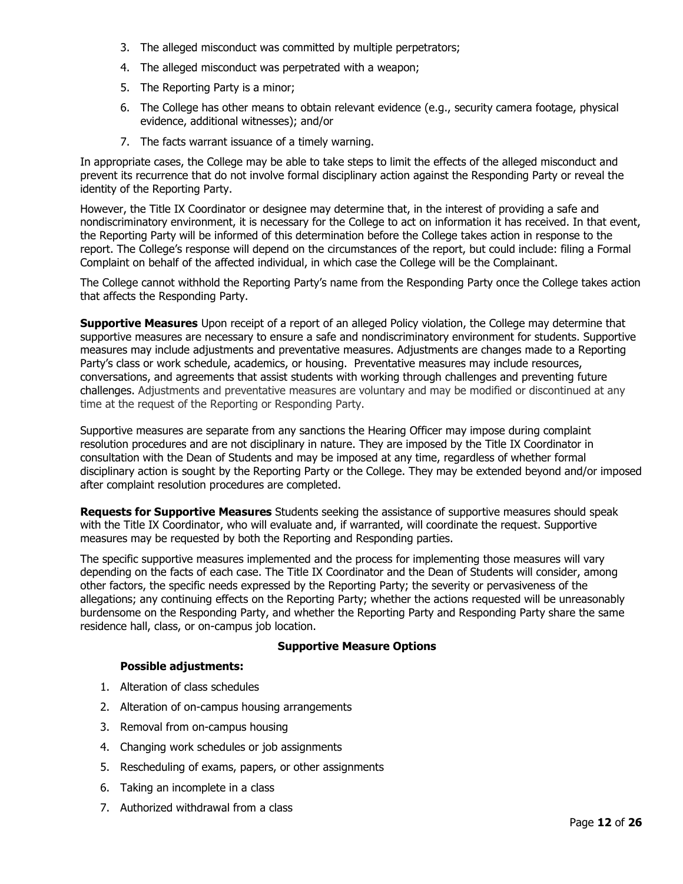3. The alleged misconduct was committed by multiple perpetrators;
4. The alleged misconduct was perpetrated with a weapon;
5. The Reporting Party is a minor;
6. The College has other means to obtain relevant evidence (e.g., security camera footage, physical evidence, additional witnesses); and/or
7. The facts warrant issuance of a timely warning.

In appropriate cases, the College may be able to take steps to limit the effects of the alleged misconduct and prevent its recurrence that do not involve formal disciplinary action against the Responding Party or reveal the identity of the Reporting Party.

However, the Title IX Coordinator or designee may determine that, in the interest of providing a safe and nondiscriminatory environment, it is necessary for the College to act on information it has received. In that event, the Reporting Party will be informed of this determination before the College takes action in response to the report. The College's response will depend on the circumstances of the report, but could include: filing a Formal Complaint on behalf of the affected individual, in which case the College will be the Complainant.

The College cannot withhold the Reporting Party's name from the Responding Party once the College takes action that affects the Responding Party.

**Supportive Measures** Upon receipt of a report of an alleged Policy violation, the College may determine that supportive measures are necessary to ensure a safe and nondiscriminatory environment for students. Supportive measures may include adjustments and preventative measures. Adjustments are changes made to a Reporting Party's class or work schedule, academics, or housing. Preventative measures may include resources, conversations, and agreements that assist students with working through challenges and preventing future challenges. Adjustments and preventative measures are voluntary and may be modified or discontinued at any time at the request of the Reporting or Responding Party.

Supportive measures are separate from any sanctions the Hearing Officer may impose during complaint resolution procedures and are not disciplinary in nature. They are imposed by the Title IX Coordinator in consultation with the Dean of Students and may be imposed at any time, regardless of whether formal disciplinary action is sought by the Reporting Party or the College. They may be extended beyond and/or imposed after complaint resolution procedures are completed.

**Requests for Supportive Measures** Students seeking the assistance of supportive measures should speak with the Title IX Coordinator, who will evaluate and, if warranted, will coordinate the request. Supportive measures may be requested by both the Reporting and Responding parties.

The specific supportive measures implemented and the process for implementing those measures will vary depending on the facts of each case. The Title IX Coordinator and the Dean of Students will consider, among other factors, the specific needs expressed by the Reporting Party; the severity or pervasiveness of the allegations; any continuing effects on the Reporting Party; whether the actions requested will be unreasonably burdensome on the Responding Party, and whether the Reporting Party and Responding Party share the same residence hall, class, or on-campus job location.

**Supportive Measure Options**

**Possible adjustments:**

1. Alteration of class schedules
2. Alteration of on-campus housing arrangements
3. Removal from on-campus housing
4. Changing work schedules or job assignments
5. Rescheduling of exams, papers, or other assignments
6. Taking an incomplete in a class
7. Authorized withdrawal from a class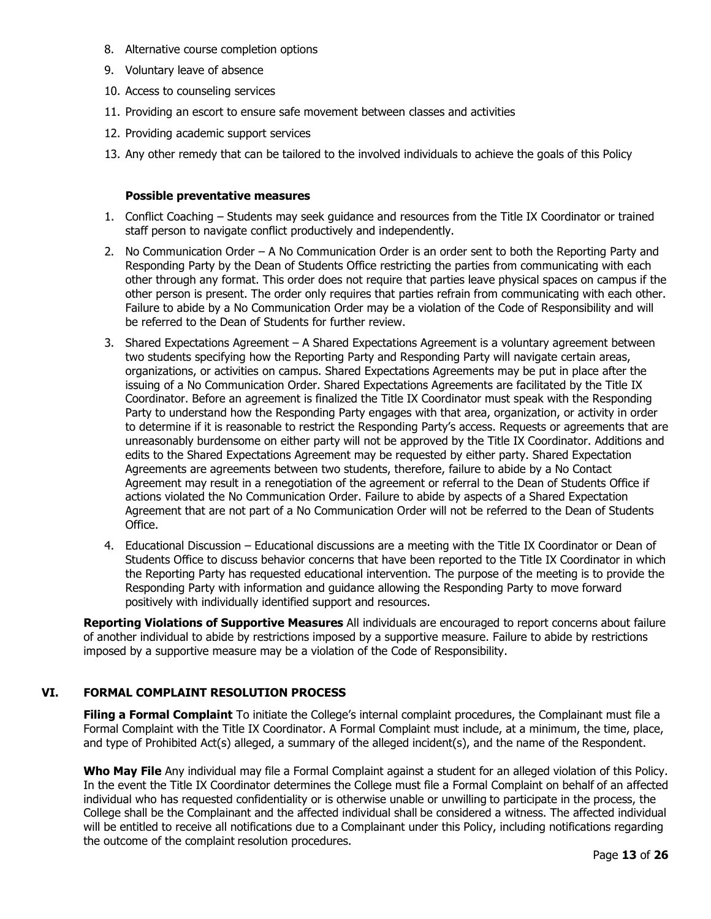8. Alternative course completion options
9. Voluntary leave of absence
10. Access to counseling services
11. Providing an escort to ensure safe movement between classes and activities
12. Providing academic support services
13. Any other remedy that can be tailored to the involved individuals to achieve the goals of this Policy

**Possible preventative measures**

1. Conflict Coaching – Students may seek guidance and resources from the Title IX Coordinator or trained staff person to navigate conflict productively and independently.
2. No Communication Order – A No Communication Order is an order sent to both the Reporting Party and Responding Party by the Dean of Students Office restricting the parties from communicating with each other through any format. This order does not require that parties leave physical spaces on campus if the other person is present. The order only requires that parties refrain from communicating with each other. Failure to abide by a No Communication Order may be a violation of the Code of Responsibility and will be referred to the Dean of Students for further review.
3. Shared Expectations Agreement – A Shared Expectations Agreement is a voluntary agreement between two students specifying how the Reporting Party and Responding Party will navigate certain areas, organizations, or activities on campus. Shared Expectations Agreements may be put in place after the issuing of a No Communication Order. Shared Expectations Agreements are facilitated by the Title IX Coordinator. Before an agreement is finalized the Title IX Coordinator must speak with the Responding Party to understand how the Responding Party engages with that area, organization, or activity in order to determine if it is reasonable to restrict the Responding Party's access. Requests or agreements that are unreasonably burdensome on either party will not be approved by the Title IX Coordinator. Additions and edits to the Shared Expectations Agreement may be requested by either party. Shared Expectation Agreements are agreements between two students, therefore, failure to abide by a No Contact Agreement may result in a renegotiation of the agreement or referral to the Dean of Students Office if actions violated the No Communication Order. Failure to abide by aspects of a Shared Expectation Agreement that are not part of a No Communication Order will not be referred to the Dean of Students Office.
4. Educational Discussion – Educational discussions are a meeting with the Title IX Coordinator or Dean of Students Office to discuss behavior concerns that have been reported to the Title IX Coordinator in which the Reporting Party has requested educational intervention. The purpose of the meeting is to provide the Responding Party with information and guidance allowing the Responding Party to move forward positively with individually identified support and resources.

**Reporting Violations of Supportive Measures** All individuals are encouraged to report concerns about failure of another individual to abide by restrictions imposed by a supportive measure. Failure to abide by restrictions imposed by a supportive measure may be a violation of the Code of Responsibility.

## VI. FORMAL COMPLAINT RESOLUTION PROCESS

**Filing a Formal Complaint** To initiate the College's internal complaint procedures, the Complainant must file a Formal Complaint with the Title IX Coordinator. A Formal Complaint must include, at a minimum, the time, place, and type of Prohibited Act(s) alleged, a summary of the alleged incident(s), and the name of the Respondent.

**Who May File** Any individual may file a Formal Complaint against a student for an alleged violation of this Policy. In the event the Title IX Coordinator determines the College must file a Formal Complaint on behalf of an affected individual who has requested confidentiality or is otherwise unable or unwilling to participate in the process, the College shall be the Complainant and the affected individual shall be considered a witness. The affected individual will be entitled to receive all notifications due to a Complainant under this Policy, including notifications regarding the outcome of the complaint resolution procedures.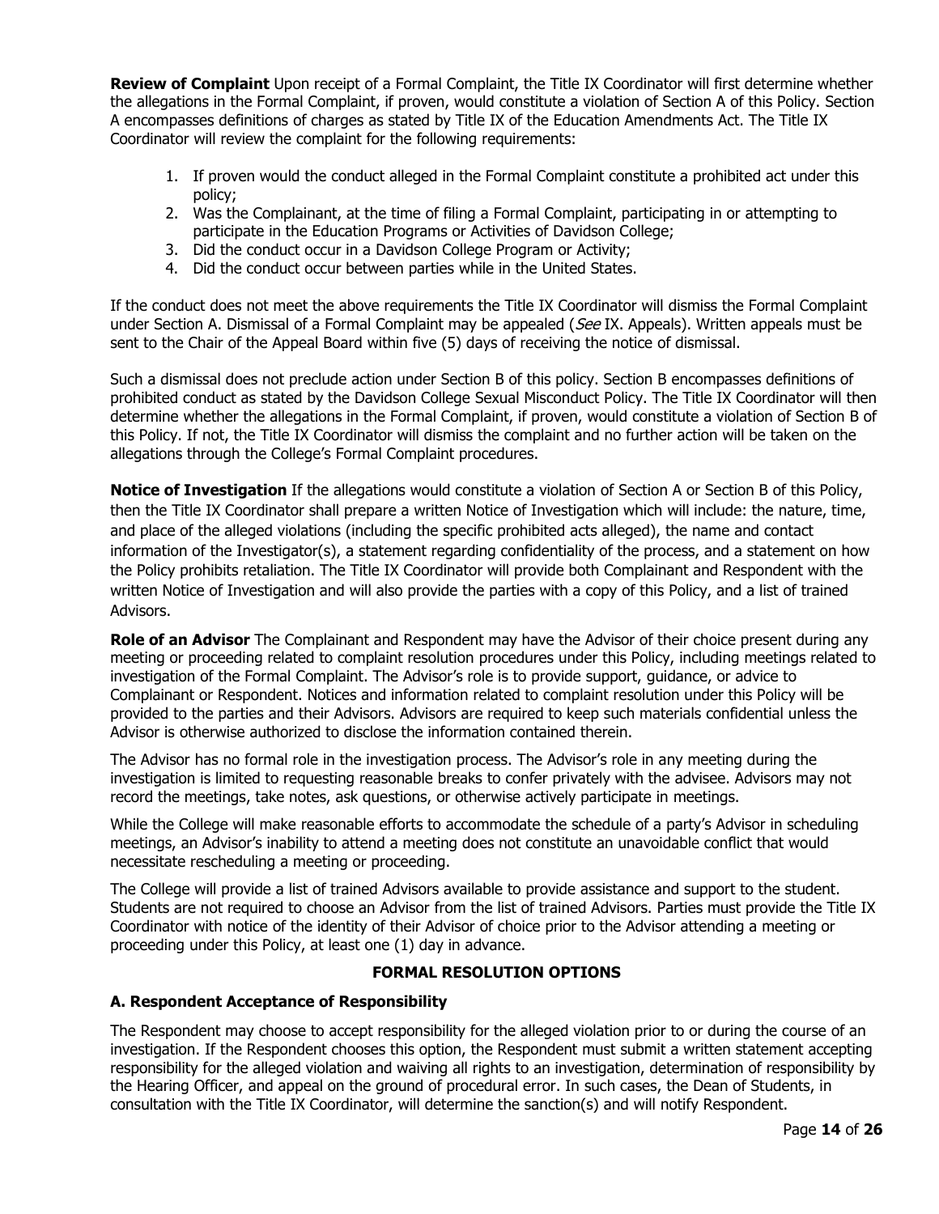**Review of Complaint** Upon receipt of a Formal Complaint, the Title IX Coordinator will first determine whether the allegations in the Formal Complaint, if proven, would constitute a violation of Section A of this Policy. Section A encompasses definitions of charges as stated by Title IX of the Education Amendments Act. The Title IX Coordinator will review the complaint for the following requirements:

1. If proven would the conduct alleged in the Formal Complaint constitute a prohibited act under this policy;
2. Was the Complainant, at the time of filing a Formal Complaint, participating in or attempting to participate in the Education Programs or Activities of Davidson College;
3. Did the conduct occur in a Davidson College Program or Activity;
4. Did the conduct occur between parties while in the United States.

If the conduct does not meet the above requirements the Title IX Coordinator will dismiss the Formal Complaint under Section A. Dismissal of a Formal Complaint may be appealed (*See* IX. Appeals). Written appeals must be sent to the Chair of the Appeal Board within five (5) days of receiving the notice of dismissal.

Such a dismissal does not preclude action under Section B of this policy. Section B encompasses definitions of prohibited conduct as stated by the Davidson College Sexual Misconduct Policy. The Title IX Coordinator will then determine whether the allegations in the Formal Complaint, if proven, would constitute a violation of Section B of this Policy. If not, the Title IX Coordinator will dismiss the complaint and no further action will be taken on the allegations through the College's Formal Complaint procedures.

**Notice of Investigation** If the allegations would constitute a violation of Section A or Section B of this Policy, then the Title IX Coordinator shall prepare a written Notice of Investigation which will include: the nature, time, and place of the alleged violations (including the specific prohibited acts alleged), the name and contact information of the Investigator(s), a statement regarding confidentiality of the process, and a statement on how the Policy prohibits retaliation. The Title IX Coordinator will provide both Complainant and Respondent with the written Notice of Investigation and will also provide the parties with a copy of this Policy, and a list of trained Advisors.

**Role of an Advisor** The Complainant and Respondent may have the Advisor of their choice present during any meeting or proceeding related to complaint resolution procedures under this Policy, including meetings related to investigation of the Formal Complaint. The Advisor's role is to provide support, guidance, or advice to Complainant or Respondent. Notices and information related to complaint resolution under this Policy will be provided to the parties and their Advisors. Advisors are required to keep such materials confidential unless the Advisor is otherwise authorized to disclose the information contained therein.

The Advisor has no formal role in the investigation process. The Advisor's role in any meeting during the investigation is limited to requesting reasonable breaks to confer privately with the advisee. Advisors may not record the meetings, take notes, ask questions, or otherwise actively participate in meetings.

While the College will make reasonable efforts to accommodate the schedule of a party's Advisor in scheduling meetings, an Advisor's inability to attend a meeting does not constitute an unavoidable conflict that would necessitate rescheduling a meeting or proceeding.

The College will provide a list of trained Advisors available to provide assistance and support to the student. Students are not required to choose an Advisor from the list of trained Advisors. Parties must provide the Title IX Coordinator with notice of the identity of their Advisor of choice prior to the Advisor attending a meeting or proceeding under this Policy, at least one (1) day in advance.

## FORMAL RESOLUTION OPTIONS

### A. Respondent Acceptance of Responsibility

The Respondent may choose to accept responsibility for the alleged violation prior to or during the course of an investigation. If the Respondent chooses this option, the Respondent must submit a written statement accepting responsibility for the alleged violation and waiving all rights to an investigation, determination of responsibility by the Hearing Officer, and appeal on the ground of procedural error. In such cases, the Dean of Students, in consultation with the Title IX Coordinator, will determine the sanction(s) and will notify Respondent.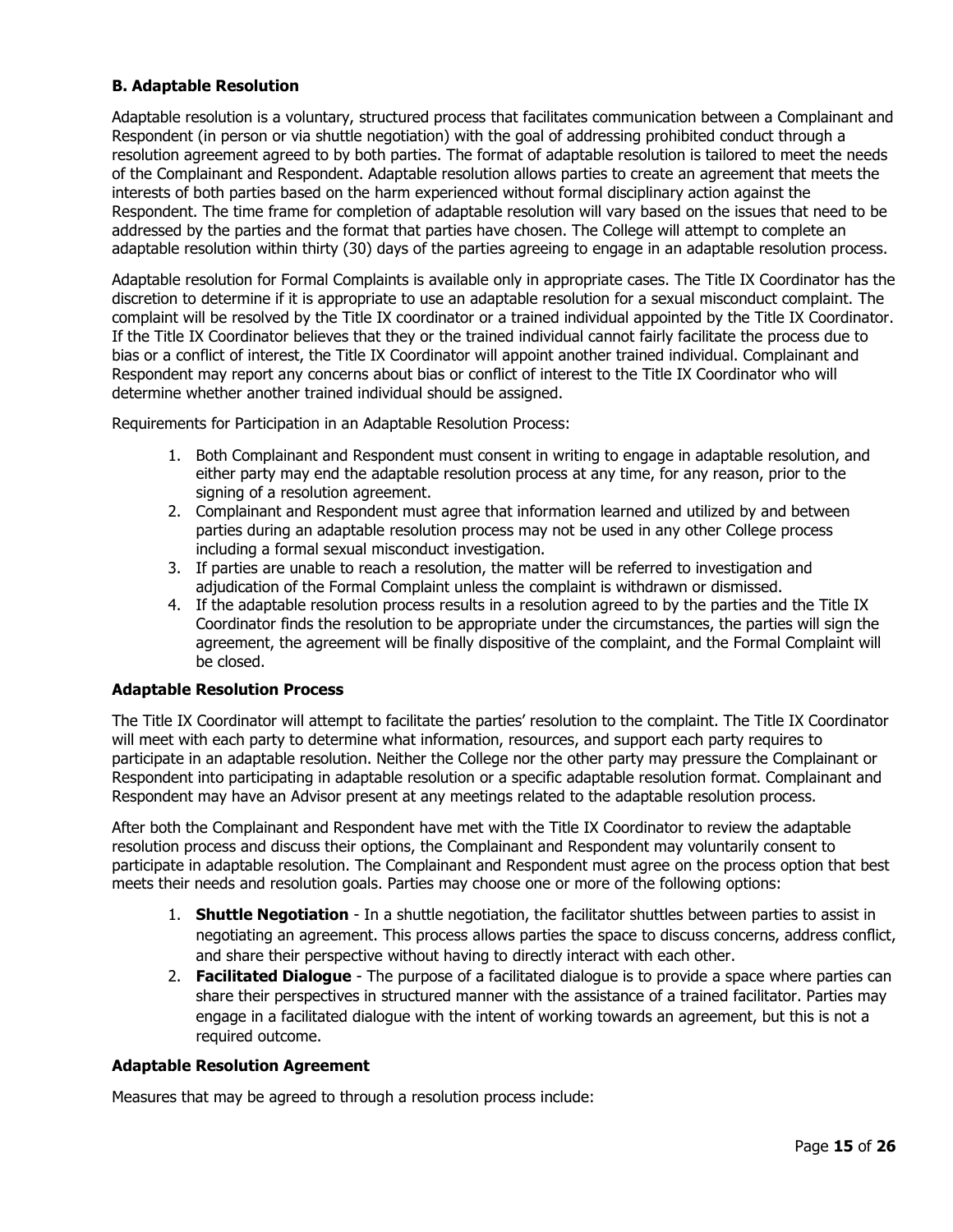### B. Adaptable Resolution

Adaptable resolution is a voluntary, structured process that facilitates communication between a Complainant and Respondent (in person or via shuttle negotiation) with the goal of addressing prohibited conduct through a resolution agreement agreed to by both parties. The format of adaptable resolution is tailored to meet the needs of the Complainant and Respondent. Adaptable resolution allows parties to create an agreement that meets the interests of both parties based on the harm experienced without formal disciplinary action against the Respondent. The time frame for completion of adaptable resolution will vary based on the issues that need to be addressed by the parties and the format that parties have chosen. The College will attempt to complete an adaptable resolution within thirty (30) days of the parties agreeing to engage in an adaptable resolution process.

Adaptable resolution for Formal Complaints is available only in appropriate cases. The Title IX Coordinator has the discretion to determine if it is appropriate to use an adaptable resolution for a sexual misconduct complaint. The complaint will be resolved by the Title IX coordinator or a trained individual appointed by the Title IX Coordinator. If the Title IX Coordinator believes that they or the trained individual cannot fairly facilitate the process due to bias or a conflict of interest, the Title IX Coordinator will appoint another trained individual. Complainant and Respondent may report any concerns about bias or conflict of interest to the Title IX Coordinator who will determine whether another trained individual should be assigned.

Requirements for Participation in an Adaptable Resolution Process:

1. Both Complainant and Respondent must consent in writing to engage in adaptable resolution, and either party may end the adaptable resolution process at any time, for any reason, prior to the signing of a resolution agreement.
2. Complainant and Respondent must agree that information learned and utilized by and between parties during an adaptable resolution process may not be used in any other College process including a formal sexual misconduct investigation.
3. If parties are unable to reach a resolution, the matter will be referred to investigation and adjudication of the Formal Complaint unless the complaint is withdrawn or dismissed.
4. If the adaptable resolution process results in a resolution agreed to by the parties and the Title IX Coordinator finds the resolution to be appropriate under the circumstances, the parties will sign the agreement, the agreement will be finally dispositive of the complaint, and the Formal Complaint will be closed.

#### Adaptable Resolution Process

The Title IX Coordinator will attempt to facilitate the parties' resolution to the complaint. The Title IX Coordinator will meet with each party to determine what information, resources, and support each party requires to participate in an adaptable resolution. Neither the College nor the other party may pressure the Complainant or Respondent into participating in adaptable resolution or a specific adaptable resolution format. Complainant and Respondent may have an Advisor present at any meetings related to the adaptable resolution process.

After both the Complainant and Respondent have met with the Title IX Coordinator to review the adaptable resolution process and discuss their options, the Complainant and Respondent may voluntarily consent to participate in adaptable resolution. The Complainant and Respondent must agree on the process option that best meets their needs and resolution goals. Parties may choose one or more of the following options:

1. **Shuttle Negotiation** - In a shuttle negotiation, the facilitator shuttles between parties to assist in negotiating an agreement. This process allows parties the space to discuss concerns, address conflict, and share their perspective without having to directly interact with each other.
2. **Facilitated Dialogue** - The purpose of a facilitated dialogue is to provide a space where parties can share their perspectives in structured manner with the assistance of a trained facilitator. Parties may engage in a facilitated dialogue with the intent of working towards an agreement, but this is not a required outcome.

#### Adaptable Resolution Agreement

Measures that may be agreed to through a resolution process include: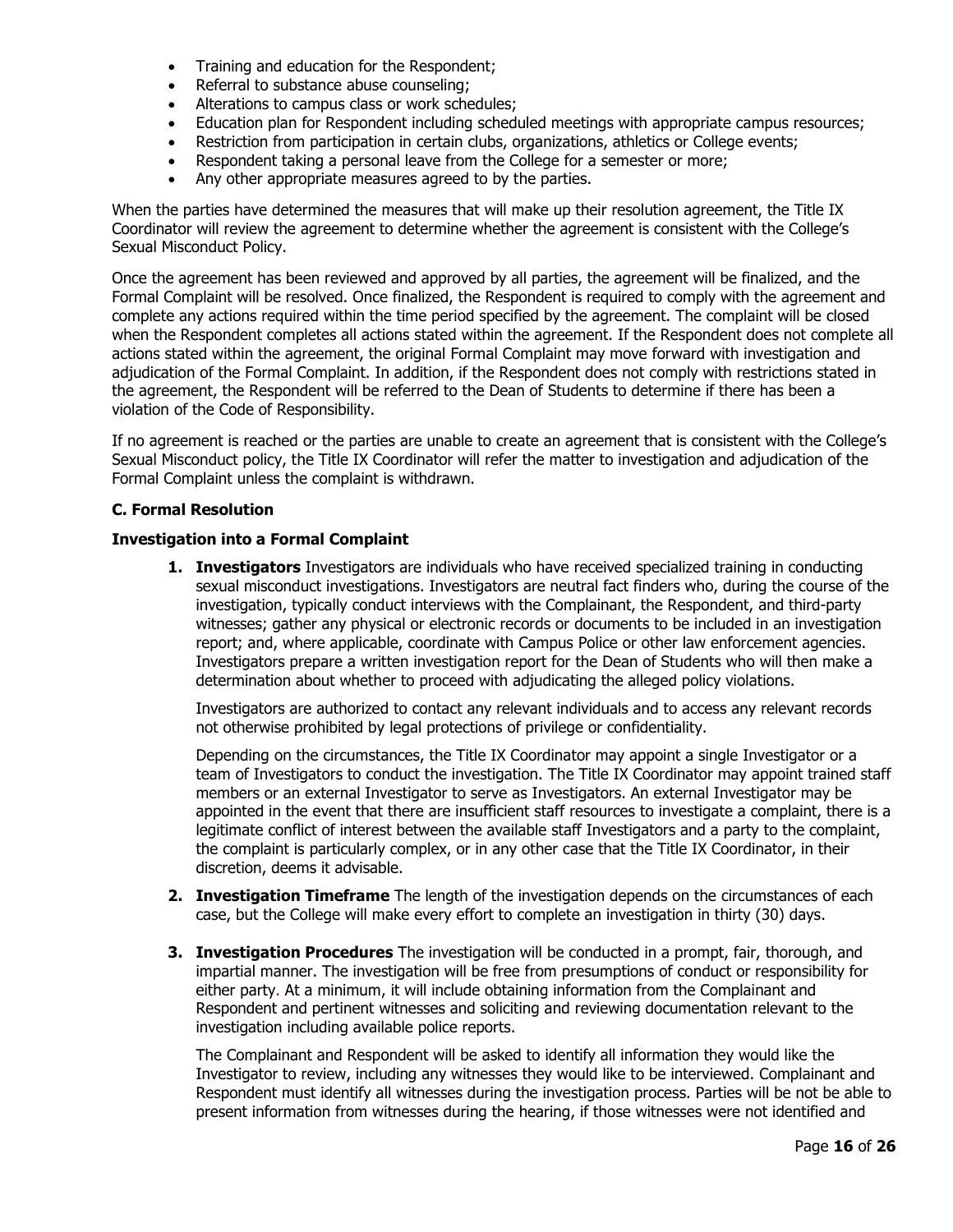- Training and education for the Respondent;
- Referral to substance abuse counseling;
- Alterations to campus class or work schedules;
- Education plan for Respondent including scheduled meetings with appropriate campus resources;
- Restriction from participation in certain clubs, organizations, athletics or College events;
- Respondent taking a personal leave from the College for a semester or more;
- Any other appropriate measures agreed to by the parties.

When the parties have determined the measures that will make up their resolution agreement, the Title IX Coordinator will review the agreement to determine whether the agreement is consistent with the College's Sexual Misconduct Policy.

Once the agreement has been reviewed and approved by all parties, the agreement will be finalized, and the Formal Complaint will be resolved. Once finalized, the Respondent is required to comply with the agreement and complete any actions required within the time period specified by the agreement. The complaint will be closed when the Respondent completes all actions stated within the agreement. If the Respondent does not complete all actions stated within the agreement, the original Formal Complaint may move forward with investigation and adjudication of the Formal Complaint. In addition, if the Respondent does not comply with restrictions stated in the agreement, the Respondent will be referred to the Dean of Students to determine if there has been a violation of the Code of Responsibility.

If no agreement is reached or the parties are unable to create an agreement that is consistent with the College's Sexual Misconduct policy, the Title IX Coordinator will refer the matter to investigation and adjudication of the Formal Complaint unless the complaint is withdrawn.

**C. Formal Resolution**

**Investigation into a Formal Complaint**

1. **Investigators** Investigators are individuals who have received specialized training in conducting sexual misconduct investigations. Investigators are neutral fact finders who, during the course of the investigation, typically conduct interviews with the Complainant, the Respondent, and third-party witnesses; gather any physical or electronic records or documents to be included in an investigation report; and, where applicable, coordinate with Campus Police or other law enforcement agencies. Investigators prepare a written investigation report for the Dean of Students who will then make a determination about whether to proceed with adjudicating the alleged policy violations.

   Investigators are authorized to contact any relevant individuals and to access any relevant records not otherwise prohibited by legal protections of privilege or confidentiality.

   Depending on the circumstances, the Title IX Coordinator may appoint a single Investigator or a team of Investigators to conduct the investigation. The Title IX Coordinator may appoint trained staff members or an external Investigator to serve as Investigators. An external Investigator may be appointed in the event that there are insufficient staff resources to investigate a complaint, there is a legitimate conflict of interest between the available staff Investigators and a party to the complaint, the complaint is particularly complex, or in any other case that the Title IX Coordinator, in their discretion, deems it advisable.

2. **Investigation Timeframe** The length of the investigation depends on the circumstances of each case, but the College will make every effort to complete an investigation in thirty (30) days.

3. **Investigation Procedures** The investigation will be conducted in a prompt, fair, thorough, and impartial manner. The investigation will be free from presumptions of conduct or responsibility for either party. At a minimum, it will include obtaining information from the Complainant and Respondent and pertinent witnesses and soliciting and reviewing documentation relevant to the investigation including available police reports.

   The Complainant and Respondent will be asked to identify all information they would like the Investigator to review, including any witnesses they would like to be interviewed. Complainant and Respondent must identify all witnesses during the investigation process. Parties will be not be able to present information from witnesses during the hearing, if those witnesses were not identified and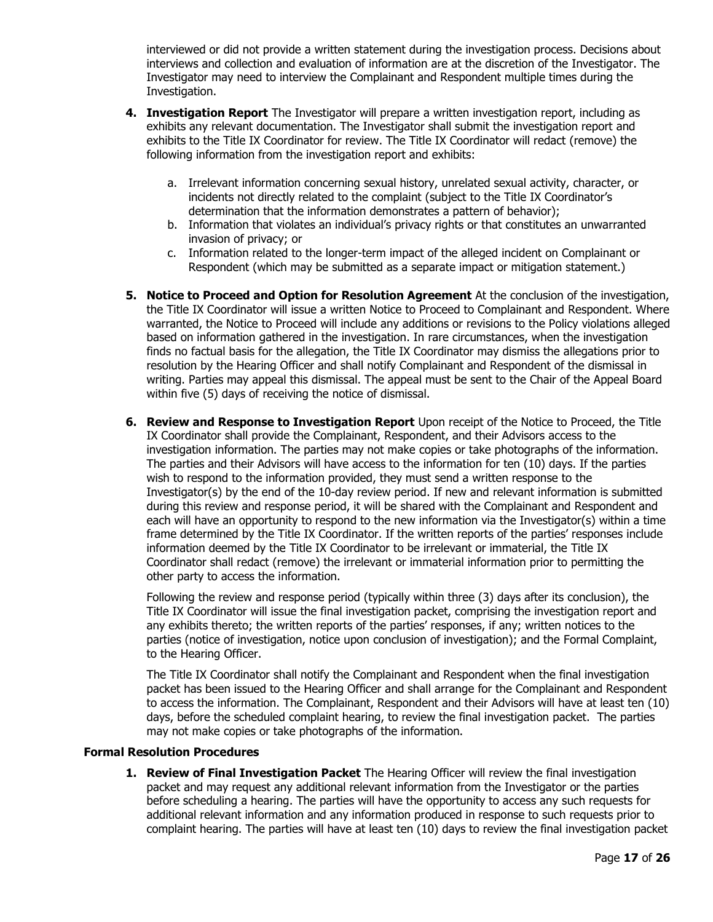interviewed or did not provide a written statement during the investigation process. Decisions about interviews and collection and evaluation of information are at the discretion of the Investigator. The Investigator may need to interview the Complainant and Respondent multiple times during the Investigation.

4. **Investigation Report** The Investigator will prepare a written investigation report, including as exhibits any relevant documentation. The Investigator shall submit the investigation report and exhibits to the Title IX Coordinator for review. The Title IX Coordinator will redact (remove) the following information from the investigation report and exhibits:

    a. Irrelevant information concerning sexual history, unrelated sexual activity, character, or incidents not directly related to the complaint (subject to the Title IX Coordinator's determination that the information demonstrates a pattern of behavior);
    b. Information that violates an individual's privacy rights or that constitutes an unwarranted invasion of privacy; or
    c. Information related to the longer-term impact of the alleged incident on Complainant or Respondent (which may be submitted as a separate impact or mitigation statement.)

5. **Notice to Proceed and Option for Resolution Agreement** At the conclusion of the investigation, the Title IX Coordinator will issue a written Notice to Proceed to Complainant and Respondent. Where warranted, the Notice to Proceed will include any additions or revisions to the Policy violations alleged based on information gathered in the investigation. In rare circumstances, when the investigation finds no factual basis for the allegation, the Title IX Coordinator may dismiss the allegations prior to resolution by the Hearing Officer and shall notify Complainant and Respondent of the dismissal in writing. Parties may appeal this dismissal. The appeal must be sent to the Chair of the Appeal Board within five (5) days of receiving the notice of dismissal.

6. **Review and Response to Investigation Report** Upon receipt of the Notice to Proceed, the Title IX Coordinator shall provide the Complainant, Respondent, and their Advisors access to the investigation information. The parties may not make copies or take photographs of the information. The parties and their Advisors will have access to the information for ten (10) days. If the parties wish to respond to the information provided, they must send a written response to the Investigator(s) by the end of the 10-day review period. If new and relevant information is submitted during this review and response period, it will be shared with the Complainant and Respondent and each will have an opportunity to respond to the new information via the Investigator(s) within a time frame determined by the Title IX Coordinator. If the written reports of the parties' responses include information deemed by the Title IX Coordinator to be irrelevant or immaterial, the Title IX Coordinator shall redact (remove) the irrelevant or immaterial information prior to permitting the other party to access the information.

    Following the review and response period (typically within three (3) days after its conclusion), the Title IX Coordinator will issue the final investigation packet, comprising the investigation report and any exhibits thereto; the written reports of the parties' responses, if any; written notices to the parties (notice of investigation, notice upon conclusion of investigation); and the Formal Complaint, to the Hearing Officer.

    The Title IX Coordinator shall notify the Complainant and Respondent when the final investigation packet has been issued to the Hearing Officer and shall arrange for the Complainant and Respondent to access the information. The Complainant, Respondent and their Advisors will have at least ten (10) days, before the scheduled complaint hearing, to review the final investigation packet. The parties may not make copies or take photographs of the information.

**Formal Resolution Procedures**

1. **Review of Final Investigation Packet** The Hearing Officer will review the final investigation packet and may request any additional relevant information from the Investigator or the parties before scheduling a hearing. The parties will have the opportunity to access any such requests for additional relevant information and any information produced in response to such requests prior to complaint hearing. The parties will have at least ten (10) days to review the final investigation packet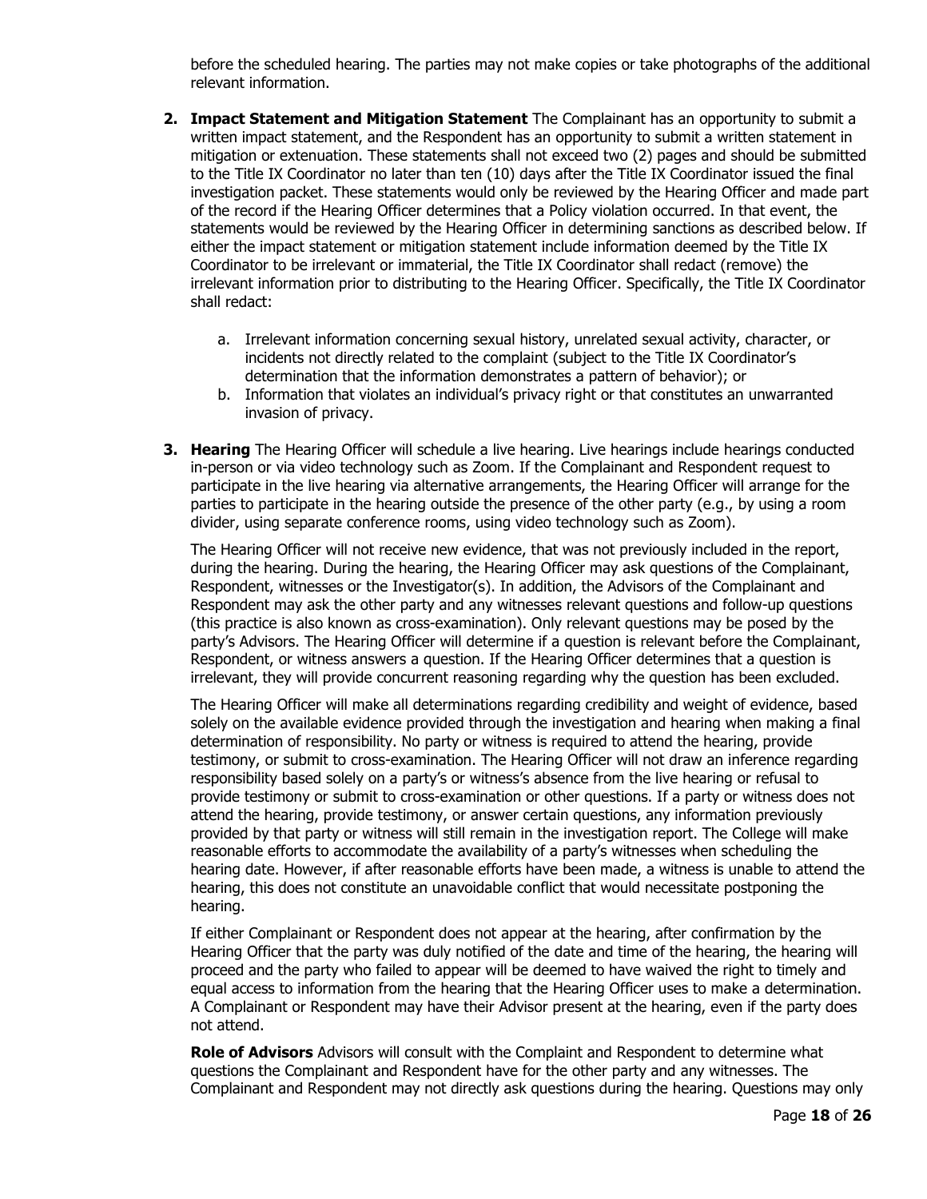before the scheduled hearing. The parties may not make copies or take photographs of the additional relevant information.

2. **Impact Statement and Mitigation Statement** The Complainant has an opportunity to submit a written impact statement, and the Respondent has an opportunity to submit a written statement in mitigation or extenuation. These statements shall not exceed two (2) pages and should be submitted to the Title IX Coordinator no later than ten (10) days after the Title IX Coordinator issued the final investigation packet. These statements would only be reviewed by the Hearing Officer and made part of the record if the Hearing Officer determines that a Policy violation occurred. In that event, the statements would be reviewed by the Hearing Officer in determining sanctions as described below. If either the impact statement or mitigation statement include information deemed by the Title IX Coordinator to be irrelevant or immaterial, the Title IX Coordinator shall redact (remove) the irrelevant information prior to distributing to the Hearing Officer. Specifically, the Title IX Coordinator shall redact:

    a. Irrelevant information concerning sexual history, unrelated sexual activity, character, or incidents not directly related to the complaint (subject to the Title IX Coordinator's determination that the information demonstrates a pattern of behavior); or
    b. Information that violates an individual's privacy right or that constitutes an unwarranted invasion of privacy.

3. **Hearing** The Hearing Officer will schedule a live hearing. Live hearings include hearings conducted in-person or via video technology such as Zoom. If the Complainant and Respondent request to participate in the live hearing via alternative arrangements, the Hearing Officer will arrange for the parties to participate in the hearing outside the presence of the other party (e.g., by using a room divider, using separate conference rooms, using video technology such as Zoom).

    The Hearing Officer will not receive new evidence, that was not previously included in the report, during the hearing. During the hearing, the Hearing Officer may ask questions of the Complainant, Respondent, witnesses or the Investigator(s). In addition, the Advisors of the Complainant and Respondent may ask the other party and any witnesses relevant questions and follow-up questions (this practice is also known as cross-examination). Only relevant questions may be posed by the party's Advisors. The Hearing Officer will determine if a question is relevant before the Complainant, Respondent, or witness answers a question. If the Hearing Officer determines that a question is irrelevant, they will provide concurrent reasoning regarding why the question has been excluded.

    The Hearing Officer will make all determinations regarding credibility and weight of evidence, based solely on the available evidence provided through the investigation and hearing when making a final determination of responsibility. No party or witness is required to attend the hearing, provide testimony, or submit to cross-examination. The Hearing Officer will not draw an inference regarding responsibility based solely on a party's or witness's absence from the live hearing or refusal to provide testimony or submit to cross-examination or other questions. If a party or witness does not attend the hearing, provide testimony, or answer certain questions, any information previously provided by that party or witness will still remain in the investigation report. The College will make reasonable efforts to accommodate the availability of a party's witnesses when scheduling the hearing date. However, if after reasonable efforts have been made, a witness is unable to attend the hearing, this does not constitute an unavoidable conflict that would necessitate postponing the hearing.

    If either Complainant or Respondent does not appear at the hearing, after confirmation by the Hearing Officer that the party was duly notified of the date and time of the hearing, the hearing will proceed and the party who failed to appear will be deemed to have waived the right to timely and equal access to information from the hearing that the Hearing Officer uses to make a determination. A Complainant or Respondent may have their Advisor present at the hearing, even if the party does not attend.

    **Role of Advisors** Advisors will consult with the Complaint and Respondent to determine what questions the Complainant and Respondent have for the other party and any witnesses. The Complainant and Respondent may not directly ask questions during the hearing. Questions may only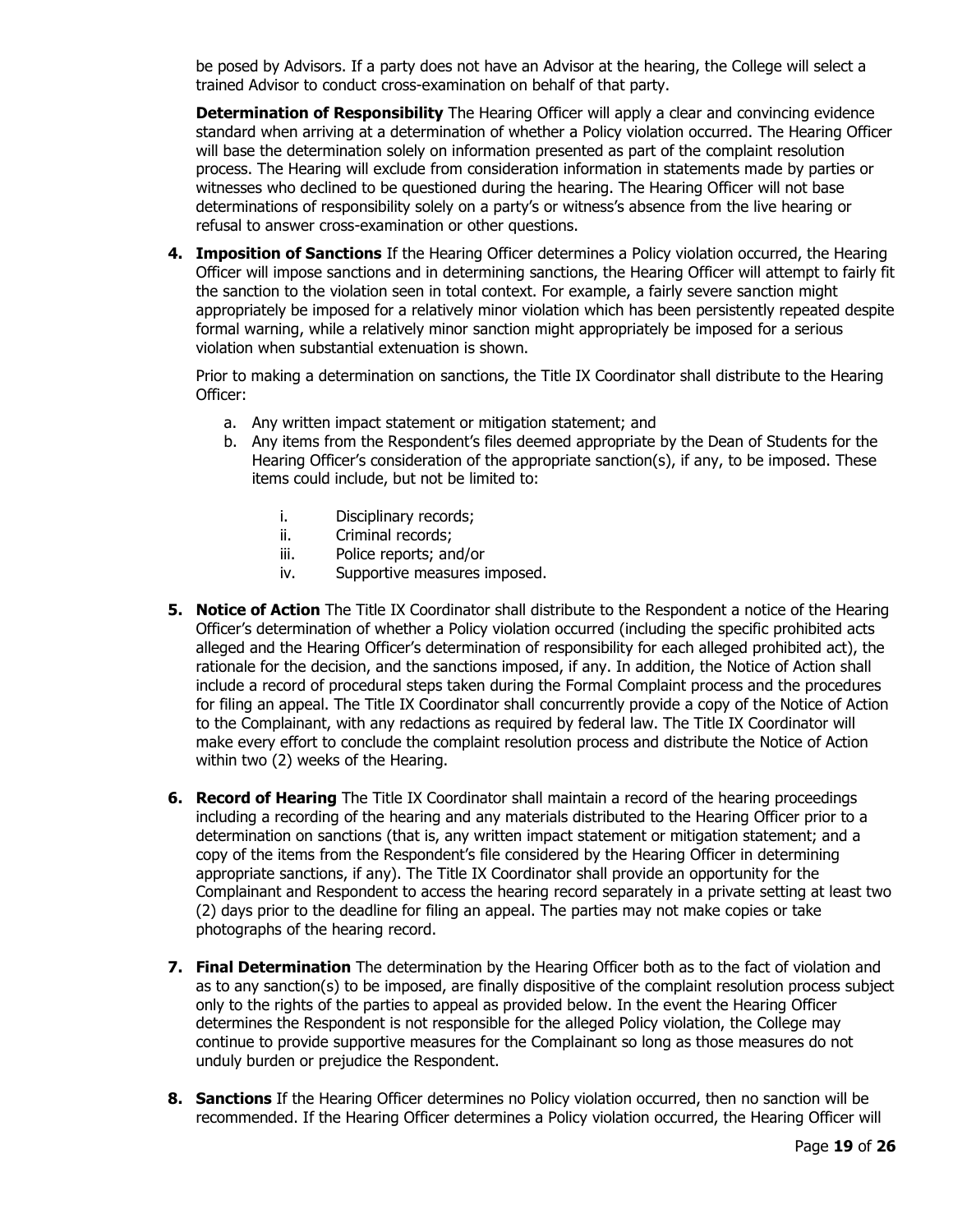be posed by Advisors. If a party does not have an Advisor at the hearing, the College will select a trained Advisor to conduct cross-examination on behalf of that party.

**Determination of Responsibility** The Hearing Officer will apply a clear and convincing evidence standard when arriving at a determination of whether a Policy violation occurred. The Hearing Officer will base the determination solely on information presented as part of the complaint resolution process. The Hearing will exclude from consideration information in statements made by parties or witnesses who declined to be questioned during the hearing. The Hearing Officer will not base determinations of responsibility solely on a party's or witness's absence from the live hearing or refusal to answer cross-examination or other questions.

4. **Imposition of Sanctions** If the Hearing Officer determines a Policy violation occurred, the Hearing Officer will impose sanctions and in determining sanctions, the Hearing Officer will attempt to fairly fit the sanction to the violation seen in total context. For example, a fairly severe sanction might appropriately be imposed for a relatively minor violation which has been persistently repeated despite formal warning, while a relatively minor sanction might appropriately be imposed for a serious violation when substantial extenuation is shown.

   Prior to making a determination on sanctions, the Title IX Coordinator shall distribute to the Hearing Officer:

   a. Any written impact statement or mitigation statement; and
   b. Any items from the Respondent's files deemed appropriate by the Dean of Students for the Hearing Officer's consideration of the appropriate sanction(s), if any, to be imposed. These items could include, but not be limited to:

      i. Disciplinary records;
      ii. Criminal records;
      iii. Police reports; and/or
      iv. Supportive measures imposed.

5. **Notice of Action** The Title IX Coordinator shall distribute to the Respondent a notice of the Hearing Officer's determination of whether a Policy violation occurred (including the specific prohibited acts alleged and the Hearing Officer's determination of responsibility for each alleged prohibited act), the rationale for the decision, and the sanctions imposed, if any. In addition, the Notice of Action shall include a record of procedural steps taken during the Formal Complaint process and the procedures for filing an appeal. The Title IX Coordinator shall concurrently provide a copy of the Notice of Action to the Complainant, with any redactions as required by federal law. The Title IX Coordinator will make every effort to conclude the complaint resolution process and distribute the Notice of Action within two (2) weeks of the Hearing.

6. **Record of Hearing** The Title IX Coordinator shall maintain a record of the hearing proceedings including a recording of the hearing and any materials distributed to the Hearing Officer prior to a determination on sanctions (that is, any written impact statement or mitigation statement; and a copy of the items from the Respondent's file considered by the Hearing Officer in determining appropriate sanctions, if any). The Title IX Coordinator shall provide an opportunity for the Complainant and Respondent to access the hearing record separately in a private setting at least two (2) days prior to the deadline for filing an appeal. The parties may not make copies or take photographs of the hearing record.

7. **Final Determination** The determination by the Hearing Officer both as to the fact of violation and as to any sanction(s) to be imposed, are finally dispositive of the complaint resolution process subject only to the rights of the parties to appeal as provided below. In the event the Hearing Officer determines the Respondent is not responsible for the alleged Policy violation, the College may continue to provide supportive measures for the Complainant so long as those measures do not unduly burden or prejudice the Respondent.

8. **Sanctions** If the Hearing Officer determines no Policy violation occurred, then no sanction will be recommended. If the Hearing Officer determines a Policy violation occurred, the Hearing Officer will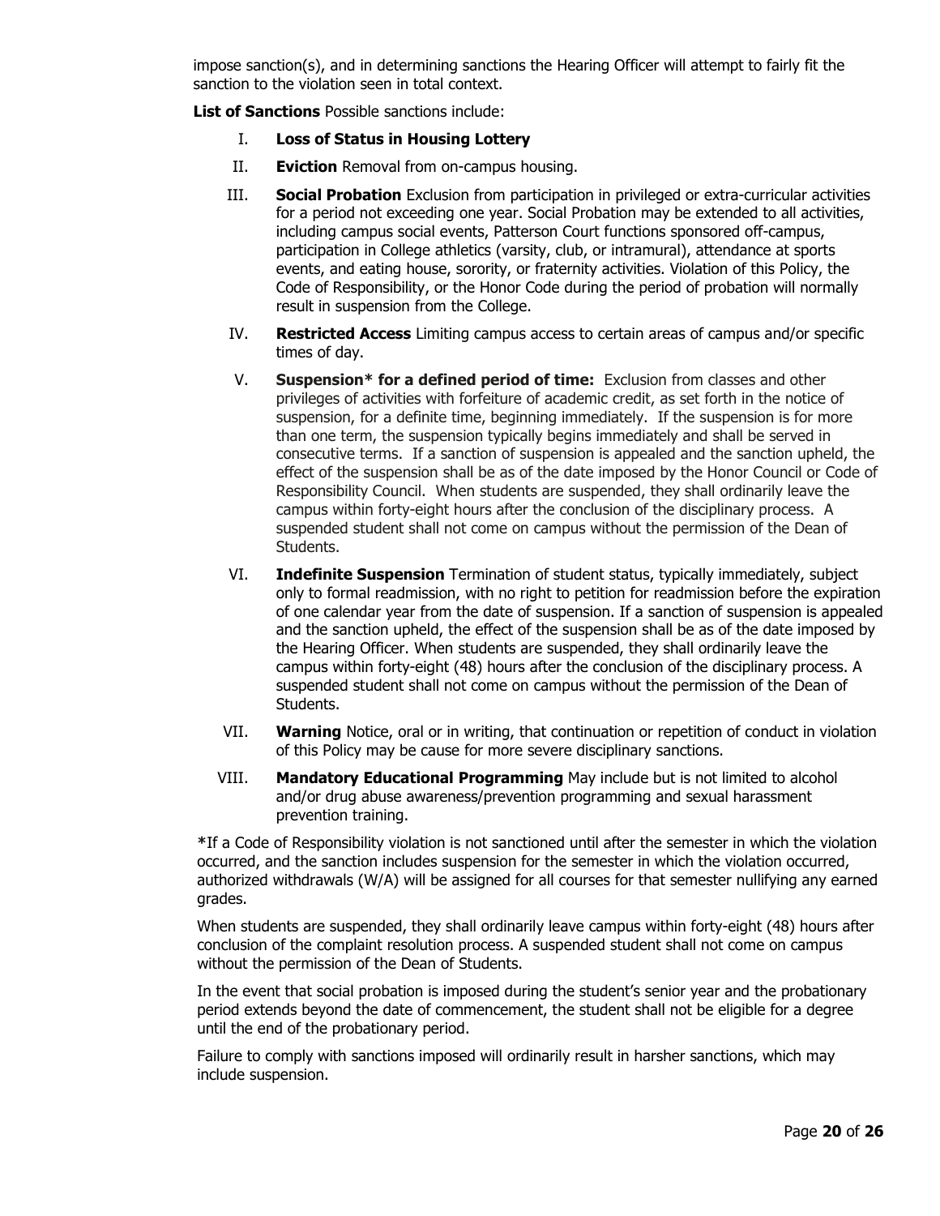impose sanction(s), and in determining sanctions the Hearing Officer will attempt to fairly fit the sanction to the violation seen in total context.

**List of Sanctions** Possible sanctions include:

I. **Loss of Status in Housing Lottery**

II. **Eviction** Removal from on-campus housing.

III. **Social Probation** Exclusion from participation in privileged or extra-curricular activities for a period not exceeding one year. Social Probation may be extended to all activities, including campus social events, Patterson Court functions sponsored off-campus, participation in College athletics (varsity, club, or intramural), attendance at sports events, and eating house, sorority, or fraternity activities. Violation of this Policy, the Code of Responsibility, or the Honor Code during the period of probation will normally result in suspension from the College.

IV. **Restricted Access** Limiting campus access to certain areas of campus and/or specific times of day.

V. **Suspension* for a defined period of time:** Exclusion from classes and other privileges of activities with forfeiture of academic credit, as set forth in the notice of suspension, for a definite time, beginning immediately. If the suspension is for more than one term, the suspension typically begins immediately and shall be served in consecutive terms. If a sanction of suspension is appealed and the sanction upheld, the effect of the suspension shall be as of the date imposed by the Honor Council or Code of Responsibility Council. When students are suspended, they shall ordinarily leave the campus within forty-eight hours after the conclusion of the disciplinary process. A suspended student shall not come on campus without the permission of the Dean of Students.

VI. **Indefinite Suspension** Termination of student status, typically immediately, subject only to formal readmission, with no right to petition for readmission before the expiration of one calendar year from the date of suspension. If a sanction of suspension is appealed and the sanction upheld, the effect of the suspension shall be as of the date imposed by the Hearing Officer. When students are suspended, they shall ordinarily leave the campus within forty-eight (48) hours after the conclusion of the disciplinary process. A suspended student shall not come on campus without the permission of the Dean of Students.

VII. **Warning** Notice, oral or in writing, that continuation or repetition of conduct in violation of this Policy may be cause for more severe disciplinary sanctions.

VIII. **Mandatory Educational Programming** May include but is not limited to alcohol and/or drug abuse awareness/prevention programming and sexual harassment prevention training.

*If a Code of Responsibility violation is not sanctioned until after the semester in which the violation occurred, and the sanction includes suspension for the semester in which the violation occurred, authorized withdrawals (W/A) will be assigned for all courses for that semester nullifying any earned grades.

When students are suspended, they shall ordinarily leave campus within forty-eight (48) hours after conclusion of the complaint resolution process. A suspended student shall not come on campus without the permission of the Dean of Students.

In the event that social probation is imposed during the student's senior year and the probationary period extends beyond the date of commencement, the student shall not be eligible for a degree until the end of the probationary period.

Failure to comply with sanctions imposed will ordinarily result in harsher sanctions, which may include suspension.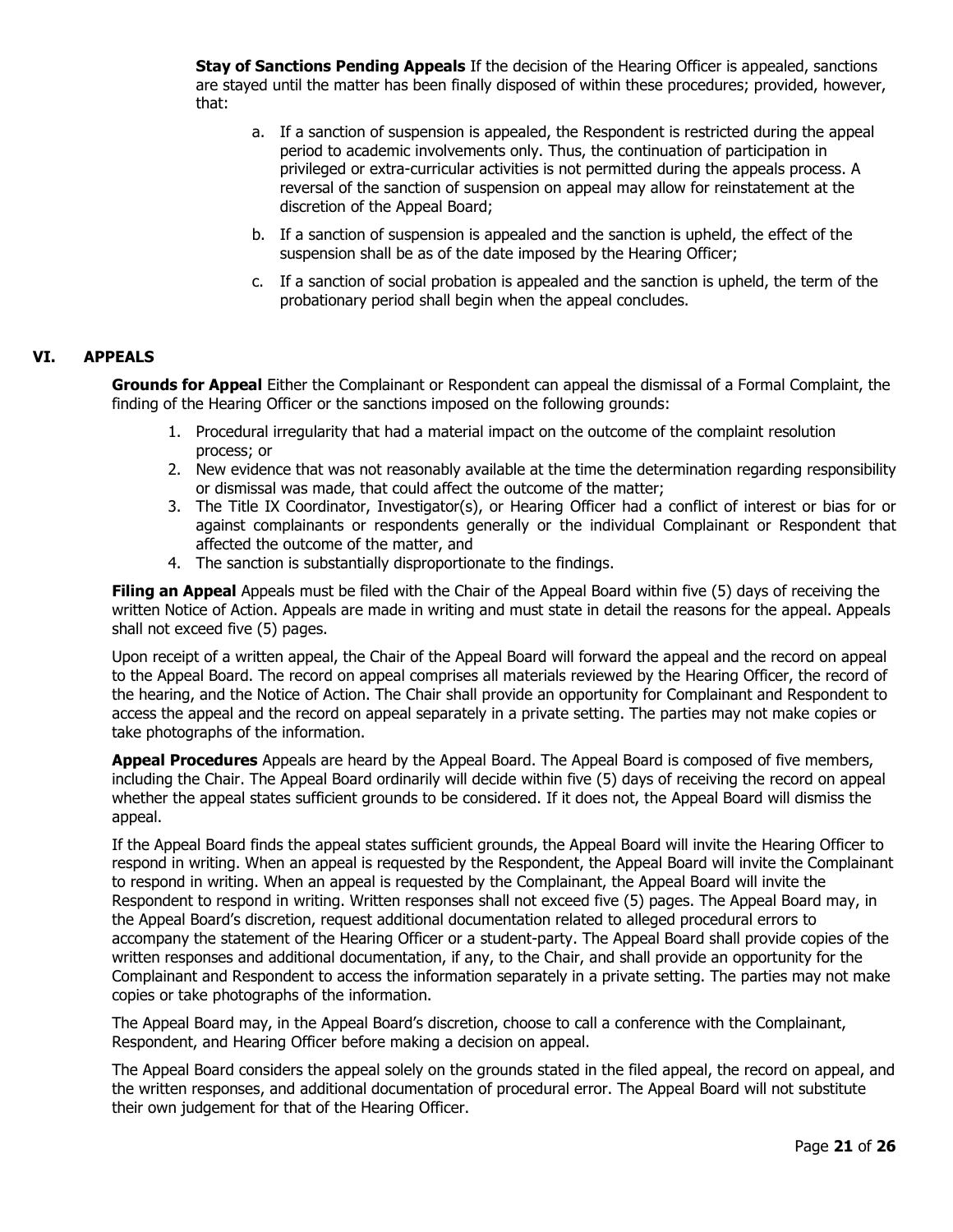**Stay of Sanctions Pending Appeals** If the decision of the Hearing Officer is appealed, sanctions are stayed until the matter has been finally disposed of within these procedures; provided, however, that:

a. If a sanction of suspension is appealed, the Respondent is restricted during the appeal period to academic involvements only. Thus, the continuation of participation in privileged or extra-curricular activities is not permitted during the appeals process. A reversal of the sanction of suspension on appeal may allow for reinstatement at the discretion of the Appeal Board;

b. If a sanction of suspension is appealed and the sanction is upheld, the effect of the suspension shall be as of the date imposed by the Hearing Officer;

c. If a sanction of social probation is appealed and the sanction is upheld, the term of the probationary period shall begin when the appeal concludes.

## VI. APPEALS

**Grounds for Appeal** Either the Complainant or Respondent can appeal the dismissal of a Formal Complaint, the finding of the Hearing Officer or the sanctions imposed on the following grounds:

1. Procedural irregularity that had a material impact on the outcome of the complaint resolution process; or
2. New evidence that was not reasonably available at the time the determination regarding responsibility or dismissal was made, that could affect the outcome of the matter;
3. The Title IX Coordinator, Investigator(s), or Hearing Officer had a conflict of interest or bias for or against complainants or respondents generally or the individual Complainant or Respondent that affected the outcome of the matter, and
4. The sanction is substantially disproportionate to the findings.

**Filing an Appeal** Appeals must be filed with the Chair of the Appeal Board within five (5) days of receiving the written Notice of Action. Appeals are made in writing and must state in detail the reasons for the appeal. Appeals shall not exceed five (5) pages.

Upon receipt of a written appeal, the Chair of the Appeal Board will forward the appeal and the record on appeal to the Appeal Board. The record on appeal comprises all materials reviewed by the Hearing Officer, the record of the hearing, and the Notice of Action. The Chair shall provide an opportunity for Complainant and Respondent to access the appeal and the record on appeal separately in a private setting. The parties may not make copies or take photographs of the information.

**Appeal Procedures** Appeals are heard by the Appeal Board. The Appeal Board is composed of five members, including the Chair. The Appeal Board ordinarily will decide within five (5) days of receiving the record on appeal whether the appeal states sufficient grounds to be considered. If it does not, the Appeal Board will dismiss the appeal.

If the Appeal Board finds the appeal states sufficient grounds, the Appeal Board will invite the Hearing Officer to respond in writing. When an appeal is requested by the Respondent, the Appeal Board will invite the Complainant to respond in writing. When an appeal is requested by the Complainant, the Appeal Board will invite the Respondent to respond in writing. Written responses shall not exceed five (5) pages. The Appeal Board may, in the Appeal Board's discretion, request additional documentation related to alleged procedural errors to accompany the statement of the Hearing Officer or a student-party. The Appeal Board shall provide copies of the written responses and additional documentation, if any, to the Chair, and shall provide an opportunity for the Complainant and Respondent to access the information separately in a private setting. The parties may not make copies or take photographs of the information.

The Appeal Board may, in the Appeal Board's discretion, choose to call a conference with the Complainant, Respondent, and Hearing Officer before making a decision on appeal.

The Appeal Board considers the appeal solely on the grounds stated in the filed appeal, the record on appeal, and the written responses, and additional documentation of procedural error. The Appeal Board will not substitute their own judgement for that of the Hearing Officer.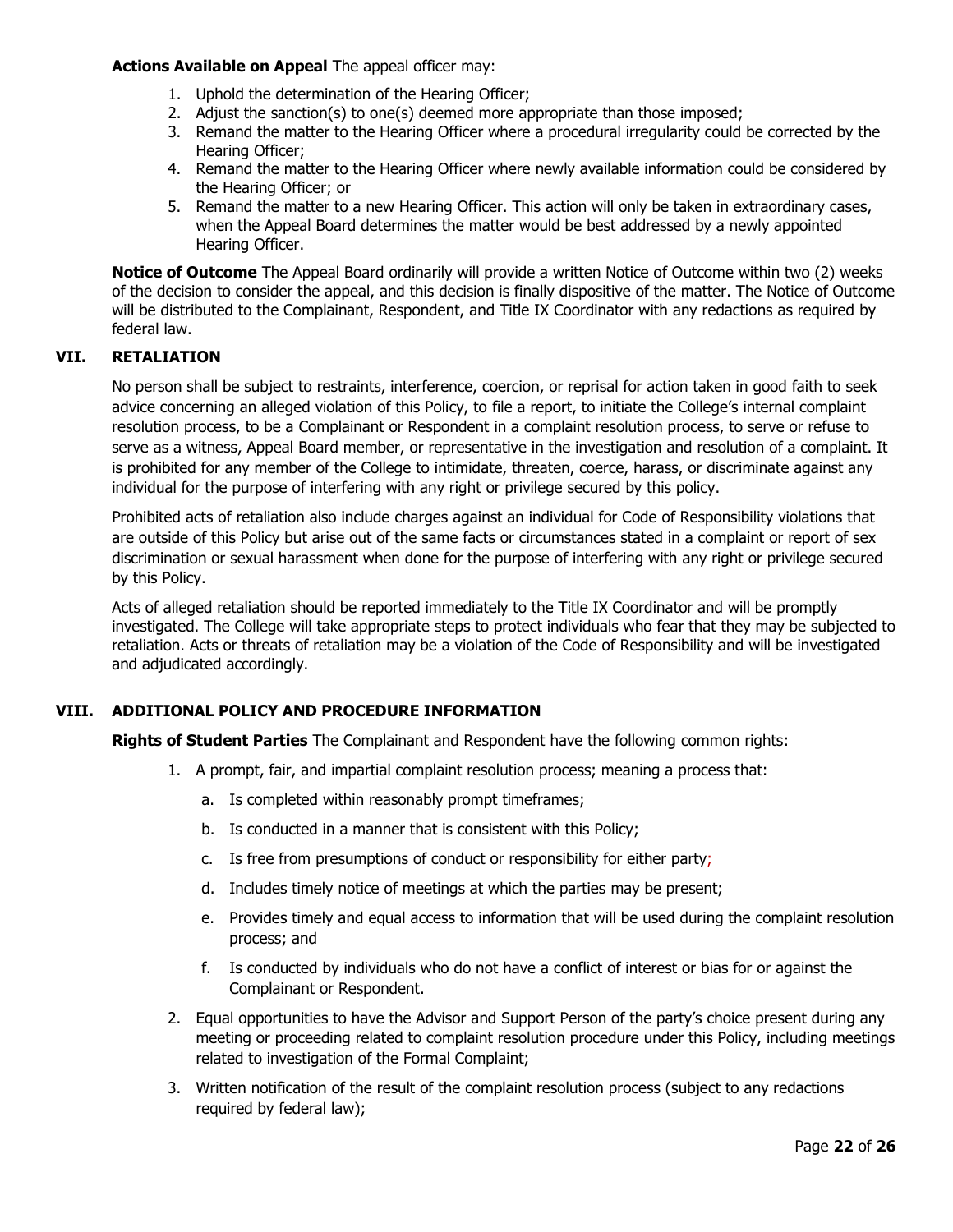**Actions Available on Appeal** The appeal officer may:

1. Uphold the determination of the Hearing Officer;
2. Adjust the sanction(s) to one(s) deemed more appropriate than those imposed;
3. Remand the matter to the Hearing Officer where a procedural irregularity could be corrected by the Hearing Officer;
4. Remand the matter to the Hearing Officer where newly available information could be considered by the Hearing Officer; or
5. Remand the matter to a new Hearing Officer. This action will only be taken in extraordinary cases, when the Appeal Board determines the matter would be best addressed by a newly appointed Hearing Officer.

**Notice of Outcome** The Appeal Board ordinarily will provide a written Notice of Outcome within two (2) weeks of the decision to consider the appeal, and this decision is finally dispositive of the matter. The Notice of Outcome will be distributed to the Complainant, Respondent, and Title IX Coordinator with any redactions as required by federal law.

## VII. RETALIATION

No person shall be subject to restraints, interference, coercion, or reprisal for action taken in good faith to seek advice concerning an alleged violation of this Policy, to file a report, to initiate the College's internal complaint resolution process, to be a Complainant or Respondent in a complaint resolution process, to serve or refuse to serve as a witness, Appeal Board member, or representative in the investigation and resolution of a complaint. It is prohibited for any member of the College to intimidate, threaten, coerce, harass, or discriminate against any individual for the purpose of interfering with any right or privilege secured by this policy.

Prohibited acts of retaliation also include charges against an individual for Code of Responsibility violations that are outside of this Policy but arise out of the same facts or circumstances stated in a complaint or report of sex discrimination or sexual harassment when done for the purpose of interfering with any right or privilege secured by this Policy.

Acts of alleged retaliation should be reported immediately to the Title IX Coordinator and will be promptly investigated. The College will take appropriate steps to protect individuals who fear that they may be subjected to retaliation. Acts or threats of retaliation may be a violation of the Code of Responsibility and will be investigated and adjudicated accordingly.

## VIII. ADDITIONAL POLICY AND PROCEDURE INFORMATION

**Rights of Student Parties** The Complainant and Respondent have the following common rights:

1. A prompt, fair, and impartial complaint resolution process; meaning a process that:
   a. Is completed within reasonably prompt timeframes;
   b. Is conducted in a manner that is consistent with this Policy;
   c. Is free from presumptions of conduct or responsibility for either party;
   d. Includes timely notice of meetings at which the parties may be present;
   e. Provides timely and equal access to information that will be used during the complaint resolution process; and
   f. Is conducted by individuals who do not have a conflict of interest or bias for or against the Complainant or Respondent.
2. Equal opportunities to have the Advisor and Support Person of the party's choice present during any meeting or proceeding related to complaint resolution procedure under this Policy, including meetings related to investigation of the Formal Complaint;
3. Written notification of the result of the complaint resolution process (subject to any redactions required by federal law);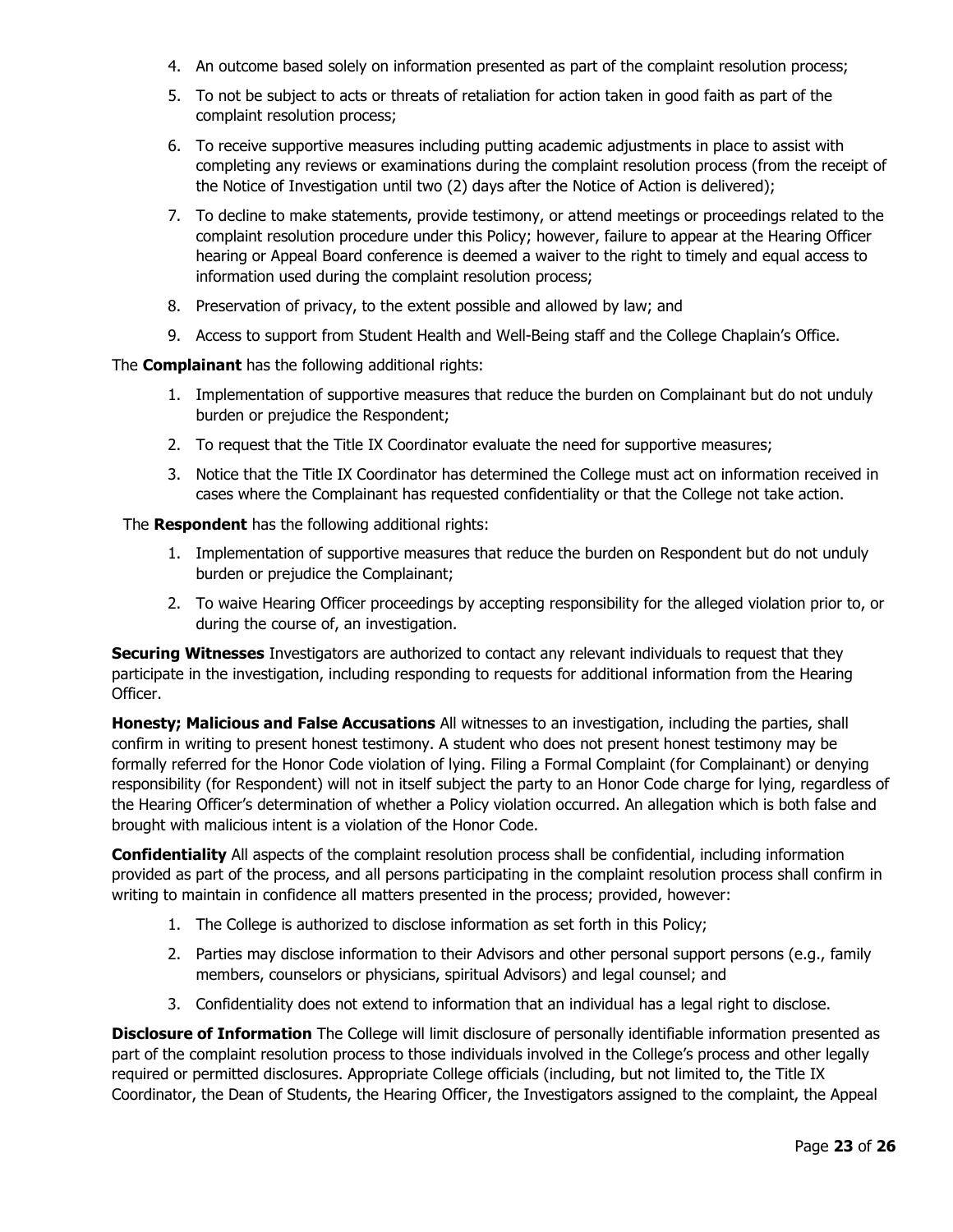4. An outcome based solely on information presented as part of the complaint resolution process;
5. To not be subject to acts or threats of retaliation for action taken in good faith as part of the complaint resolution process;
6. To receive supportive measures including putting academic adjustments in place to assist with completing any reviews or examinations during the complaint resolution process (from the receipt of the Notice of Investigation until two (2) days after the Notice of Action is delivered);
7. To decline to make statements, provide testimony, or attend meetings or proceedings related to the complaint resolution procedure under this Policy; however, failure to appear at the Hearing Officer hearing or Appeal Board conference is deemed a waiver to the right to timely and equal access to information used during the complaint resolution process;
8. Preservation of privacy, to the extent possible and allowed by law; and
9. Access to support from Student Health and Well-Being staff and the College Chaplain's Office.

The **Complainant** has the following additional rights:

1. Implementation of supportive measures that reduce the burden on Complainant but do not unduly burden or prejudice the Respondent;
2. To request that the Title IX Coordinator evaluate the need for supportive measures;
3. Notice that the Title IX Coordinator has determined the College must act on information received in cases where the Complainant has requested confidentiality or that the College not take action.

The **Respondent** has the following additional rights:

1. Implementation of supportive measures that reduce the burden on Respondent but do not unduly burden or prejudice the Complainant;
2. To waive Hearing Officer proceedings by accepting responsibility for the alleged violation prior to, or during the course of, an investigation.

**Securing Witnesses** Investigators are authorized to contact any relevant individuals to request that they participate in the investigation, including responding to requests for additional information from the Hearing Officer.

**Honesty; Malicious and False Accusations** All witnesses to an investigation, including the parties, shall confirm in writing to present honest testimony. A student who does not present honest testimony may be formally referred for the Honor Code violation of lying. Filing a Formal Complaint (for Complainant) or denying responsibility (for Respondent) will not in itself subject the party to an Honor Code charge for lying, regardless of the Hearing Officer's determination of whether a Policy violation occurred. An allegation which is both false and brought with malicious intent is a violation of the Honor Code.

**Confidentiality** All aspects of the complaint resolution process shall be confidential, including information provided as part of the process, and all persons participating in the complaint resolution process shall confirm in writing to maintain in confidence all matters presented in the process; provided, however:

1. The College is authorized to disclose information as set forth in this Policy;
2. Parties may disclose information to their Advisors and other personal support persons (e.g., family members, counselors or physicians, spiritual Advisors) and legal counsel; and
3. Confidentiality does not extend to information that an individual has a legal right to disclose.

**Disclosure of Information** The College will limit disclosure of personally identifiable information presented as part of the complaint resolution process to those individuals involved in the College's process and other legally required or permitted disclosures. Appropriate College officials (including, but not limited to, the Title IX Coordinator, the Dean of Students, the Hearing Officer, the Investigators assigned to the complaint, the Appeal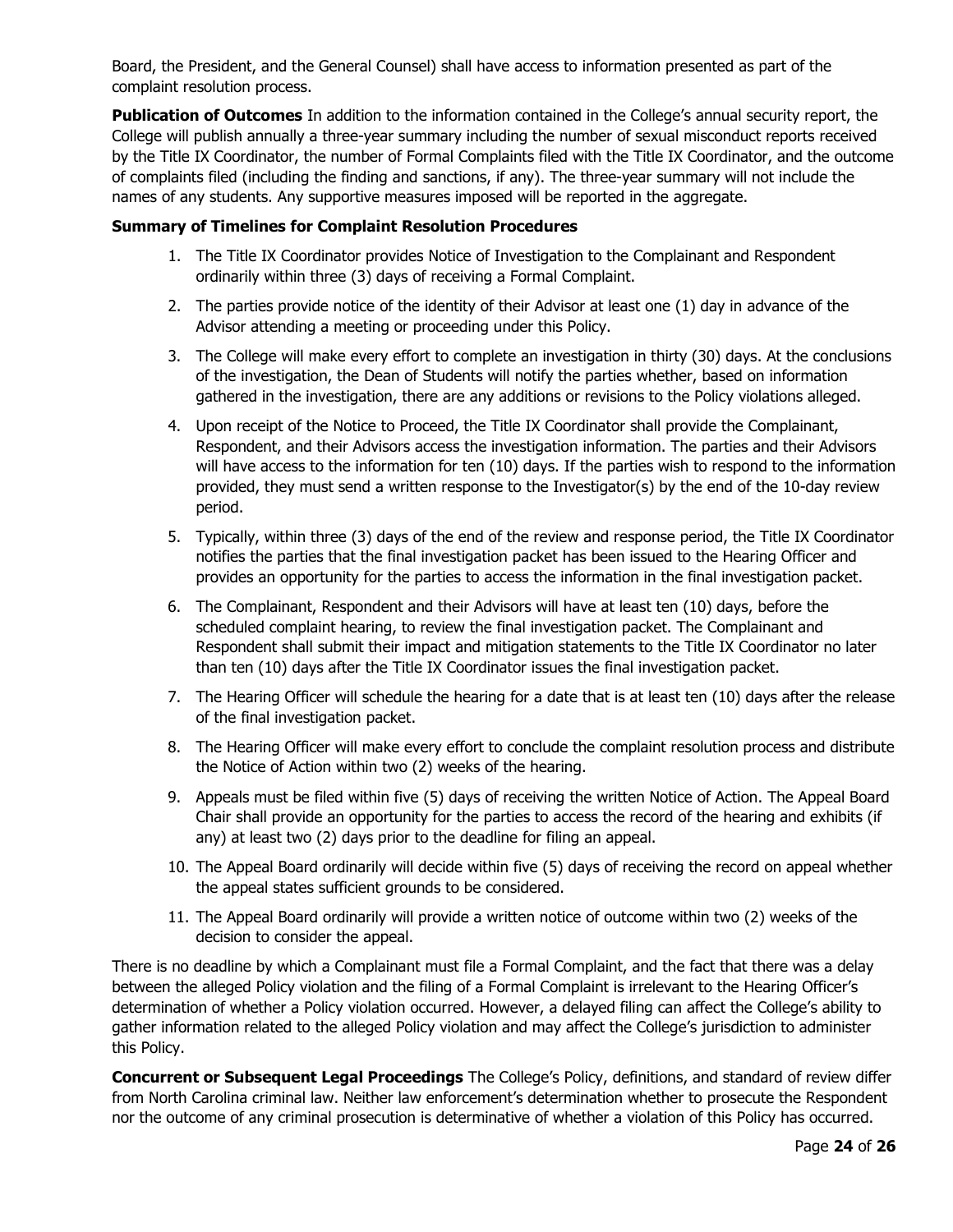Board, the President, and the General Counsel) shall have access to information presented as part of the complaint resolution process.

**Publication of Outcomes** In addition to the information contained in the College's annual security report, the College will publish annually a three-year summary including the number of sexual misconduct reports received by the Title IX Coordinator, the number of Formal Complaints filed with the Title IX Coordinator, and the outcome of complaints filed (including the finding and sanctions, if any). The three-year summary will not include the names of any students. Any supportive measures imposed will be reported in the aggregate.

**Summary of Timelines for Complaint Resolution Procedures**

1. The Title IX Coordinator provides Notice of Investigation to the Complainant and Respondent ordinarily within three (3) days of receiving a Formal Complaint.
2. The parties provide notice of the identity of their Advisor at least one (1) day in advance of the Advisor attending a meeting or proceeding under this Policy.
3. The College will make every effort to complete an investigation in thirty (30) days. At the conclusions of the investigation, the Dean of Students will notify the parties whether, based on information gathered in the investigation, there are any additions or revisions to the Policy violations alleged.
4. Upon receipt of the Notice to Proceed, the Title IX Coordinator shall provide the Complainant, Respondent, and their Advisors access the investigation information. The parties and their Advisors will have access to the information for ten (10) days. If the parties wish to respond to the information provided, they must send a written response to the Investigator(s) by the end of the 10-day review period.
5. Typically, within three (3) days of the end of the review and response period, the Title IX Coordinator notifies the parties that the final investigation packet has been issued to the Hearing Officer and provides an opportunity for the parties to access the information in the final investigation packet.
6. The Complainant, Respondent and their Advisors will have at least ten (10) days, before the scheduled complaint hearing, to review the final investigation packet. The Complainant and Respondent shall submit their impact and mitigation statements to the Title IX Coordinator no later than ten (10) days after the Title IX Coordinator issues the final investigation packet.
7. The Hearing Officer will schedule the hearing for a date that is at least ten (10) days after the release of the final investigation packet.
8. The Hearing Officer will make every effort to conclude the complaint resolution process and distribute the Notice of Action within two (2) weeks of the hearing.
9. Appeals must be filed within five (5) days of receiving the written Notice of Action. The Appeal Board Chair shall provide an opportunity for the parties to access the record of the hearing and exhibits (if any) at least two (2) days prior to the deadline for filing an appeal.
10. The Appeal Board ordinarily will decide within five (5) days of receiving the record on appeal whether the appeal states sufficient grounds to be considered.
11. The Appeal Board ordinarily will provide a written notice of outcome within two (2) weeks of the decision to consider the appeal.

There is no deadline by which a Complainant must file a Formal Complaint, and the fact that there was a delay between the alleged Policy violation and the filing of a Formal Complaint is irrelevant to the Hearing Officer's determination of whether a Policy violation occurred. However, a delayed filing can affect the College's ability to gather information related to the alleged Policy violation and may affect the College's jurisdiction to administer this Policy.

**Concurrent or Subsequent Legal Proceedings** The College's Policy, definitions, and standard of review differ from North Carolina criminal law. Neither law enforcement's determination whether to prosecute the Respondent nor the outcome of any criminal prosecution is determinative of whether a violation of this Policy has occurred.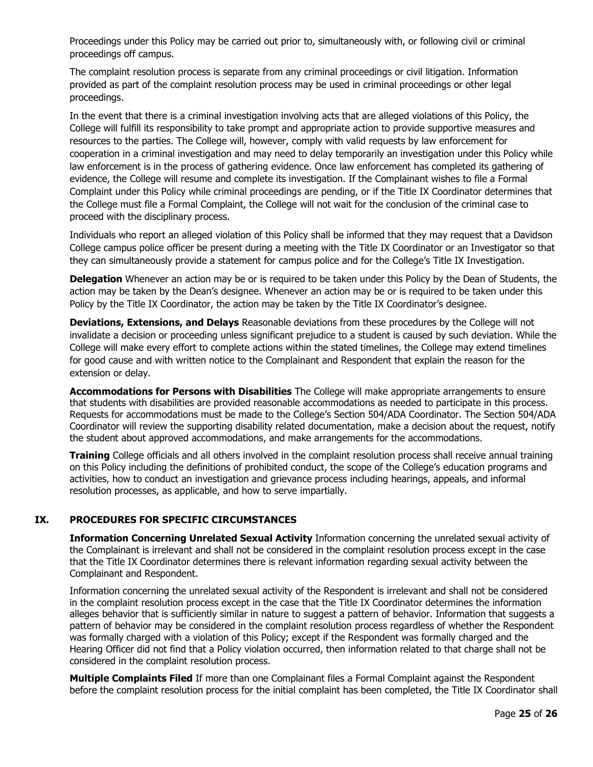Proceedings under this Policy may be carried out prior to, simultaneously with, or following civil or criminal proceedings off campus.

The complaint resolution process is separate from any criminal proceedings or civil litigation. Information provided as part of the complaint resolution process may be used in criminal proceedings or other legal proceedings.

In the event that there is a criminal investigation involving acts that are alleged violations of this Policy, the College will fulfill its responsibility to take prompt and appropriate action to provide supportive measures and resources to the parties. The College will, however, comply with valid requests by law enforcement for cooperation in a criminal investigation and may need to delay temporarily an investigation under this Policy while law enforcement is in the process of gathering evidence. Once law enforcement has completed its gathering of evidence, the College will resume and complete its investigation. If the Complainant wishes to file a Formal Complaint under this Policy while criminal proceedings are pending, or if the Title IX Coordinator determines that the College must file a Formal Complaint, the College will not wait for the conclusion of the criminal case to proceed with the disciplinary process.

Individuals who report an alleged violation of this Policy shall be informed that they may request that a Davidson College campus police officer be present during a meeting with the Title IX Coordinator or an Investigator so that they can simultaneously provide a statement for campus police and for the College's Title IX Investigation.

**Delegation** Whenever an action may be or is required to be taken under this Policy by the Dean of Students, the action may be taken by the Dean's designee. Whenever an action may be or is required to be taken under this Policy by the Title IX Coordinator, the action may be taken by the Title IX Coordinator's designee.

**Deviations, Extensions, and Delays** Reasonable deviations from these procedures by the College will not invalidate a decision or proceeding unless significant prejudice to a student is caused by such deviation. While the College will make every effort to complete actions within the stated timelines, the College may extend timelines for good cause and with written notice to the Complainant and Respondent that explain the reason for the extension or delay.

**Accommodations for Persons with Disabilities** The College will make appropriate arrangements to ensure that students with disabilities are provided reasonable accommodations as needed to participate in this process. Requests for accommodations must be made to the College's Section 504/ADA Coordinator. The Section 504/ADA Coordinator will review the supporting disability related documentation, make a decision about the request, notify the student about approved accommodations, and make arrangements for the accommodations.

**Training** College officials and all others involved in the complaint resolution process shall receive annual training on this Policy including the definitions of prohibited conduct, the scope of the College's education programs and activities, how to conduct an investigation and grievance process including hearings, appeals, and informal resolution processes, as applicable, and how to serve impartially.

## IX. PROCEDURES FOR SPECIFIC CIRCUMSTANCES

**Information Concerning Unrelated Sexual Activity** Information concerning the unrelated sexual activity of the Complainant is irrelevant and shall not be considered in the complaint resolution process except in the case that the Title IX Coordinator determines there is relevant information regarding sexual activity between the Complainant and Respondent.

Information concerning the unrelated sexual activity of the Respondent is irrelevant and shall not be considered in the complaint resolution process except in the case that the Title IX Coordinator determines the information alleges behavior that is sufficiently similar in nature to suggest a pattern of behavior. Information that suggests a pattern of behavior may be considered in the complaint resolution process regardless of whether the Respondent was formally charged with a violation of this Policy; except if the Respondent was formally charged and the Hearing Officer did not find that a Policy violation occurred, then information related to that charge shall not be considered in the complaint resolution process.

**Multiple Complaints Filed** If more than one Complainant files a Formal Complaint against the Respondent before the complaint resolution process for the initial complaint has been completed, the Title IX Coordinator shall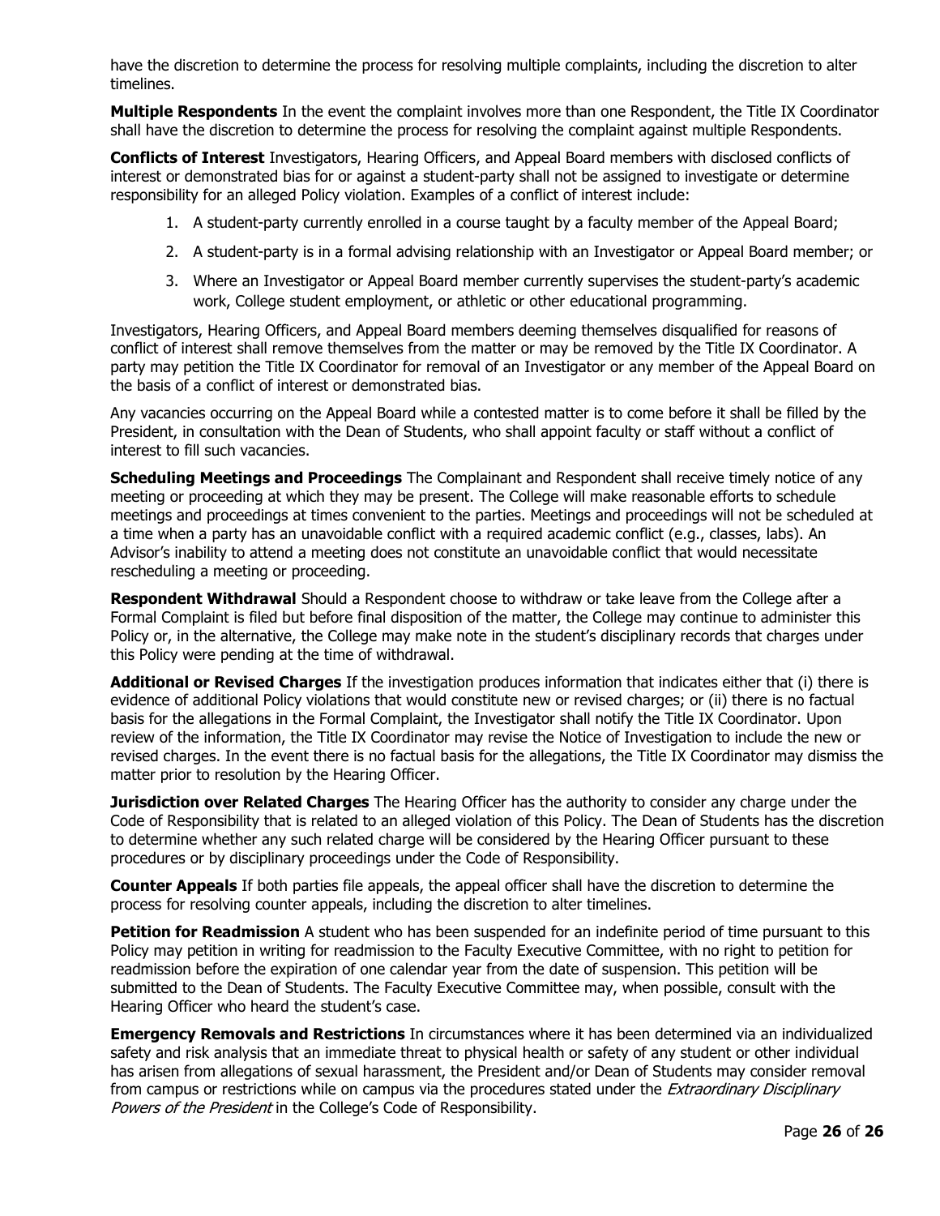have the discretion to determine the process for resolving multiple complaints, including the discretion to alter timelines.

**Multiple Respondents** In the event the complaint involves more than one Respondent, the Title IX Coordinator shall have the discretion to determine the process for resolving the complaint against multiple Respondents.

**Conflicts of Interest** Investigators, Hearing Officers, and Appeal Board members with disclosed conflicts of interest or demonstrated bias for or against a student-party shall not be assigned to investigate or determine responsibility for an alleged Policy violation. Examples of a conflict of interest include:

1. A student-party currently enrolled in a course taught by a faculty member of the Appeal Board;
2. A student-party is in a formal advising relationship with an Investigator or Appeal Board member; or
3. Where an Investigator or Appeal Board member currently supervises the student-party's academic work, College student employment, or athletic or other educational programming.

Investigators, Hearing Officers, and Appeal Board members deeming themselves disqualified for reasons of conflict of interest shall remove themselves from the matter or may be removed by the Title IX Coordinator. A party may petition the Title IX Coordinator for removal of an Investigator or any member of the Appeal Board on the basis of a conflict of interest or demonstrated bias.

Any vacancies occurring on the Appeal Board while a contested matter is to come before it shall be filled by the President, in consultation with the Dean of Students, who shall appoint faculty or staff without a conflict of interest to fill such vacancies.

**Scheduling Meetings and Proceedings** The Complainant and Respondent shall receive timely notice of any meeting or proceeding at which they may be present. The College will make reasonable efforts to schedule meetings and proceedings at times convenient to the parties. Meetings and proceedings will not be scheduled at a time when a party has an unavoidable conflict with a required academic conflict (e.g., classes, labs). An Advisor's inability to attend a meeting does not constitute an unavoidable conflict that would necessitate rescheduling a meeting or proceeding.

**Respondent Withdrawal** Should a Respondent choose to withdraw or take leave from the College after a Formal Complaint is filed but before final disposition of the matter, the College may continue to administer this Policy or, in the alternative, the College may make note in the student's disciplinary records that charges under this Policy were pending at the time of withdrawal.

**Additional or Revised Charges** If the investigation produces information that indicates either that (i) there is evidence of additional Policy violations that would constitute new or revised charges; or (ii) there is no factual basis for the allegations in the Formal Complaint, the Investigator shall notify the Title IX Coordinator. Upon review of the information, the Title IX Coordinator may revise the Notice of Investigation to include the new or revised charges. In the event there is no factual basis for the allegations, the Title IX Coordinator may dismiss the matter prior to resolution by the Hearing Officer.

**Jurisdiction over Related Charges** The Hearing Officer has the authority to consider any charge under the Code of Responsibility that is related to an alleged violation of this Policy. The Dean of Students has the discretion to determine whether any such related charge will be considered by the Hearing Officer pursuant to these procedures or by disciplinary proceedings under the Code of Responsibility.

**Counter Appeals** If both parties file appeals, the appeal officer shall have the discretion to determine the process for resolving counter appeals, including the discretion to alter timelines.

**Petition for Readmission** A student who has been suspended for an indefinite period of time pursuant to this Policy may petition in writing for readmission to the Faculty Executive Committee, with no right to petition for readmission before the expiration of one calendar year from the date of suspension. This petition will be submitted to the Dean of Students. The Faculty Executive Committee may, when possible, consult with the Hearing Officer who heard the student's case.

**Emergency Removals and Restrictions** In circumstances where it has been determined via an individualized safety and risk analysis that an immediate threat to physical health or safety of any student or other individual has arisen from allegations of sexual harassment, the President and/or Dean of Students may consider removal from campus or restrictions while on campus via the procedures stated under the *Extraordinary Disciplinary Powers of the President* in the College's Code of Responsibility.